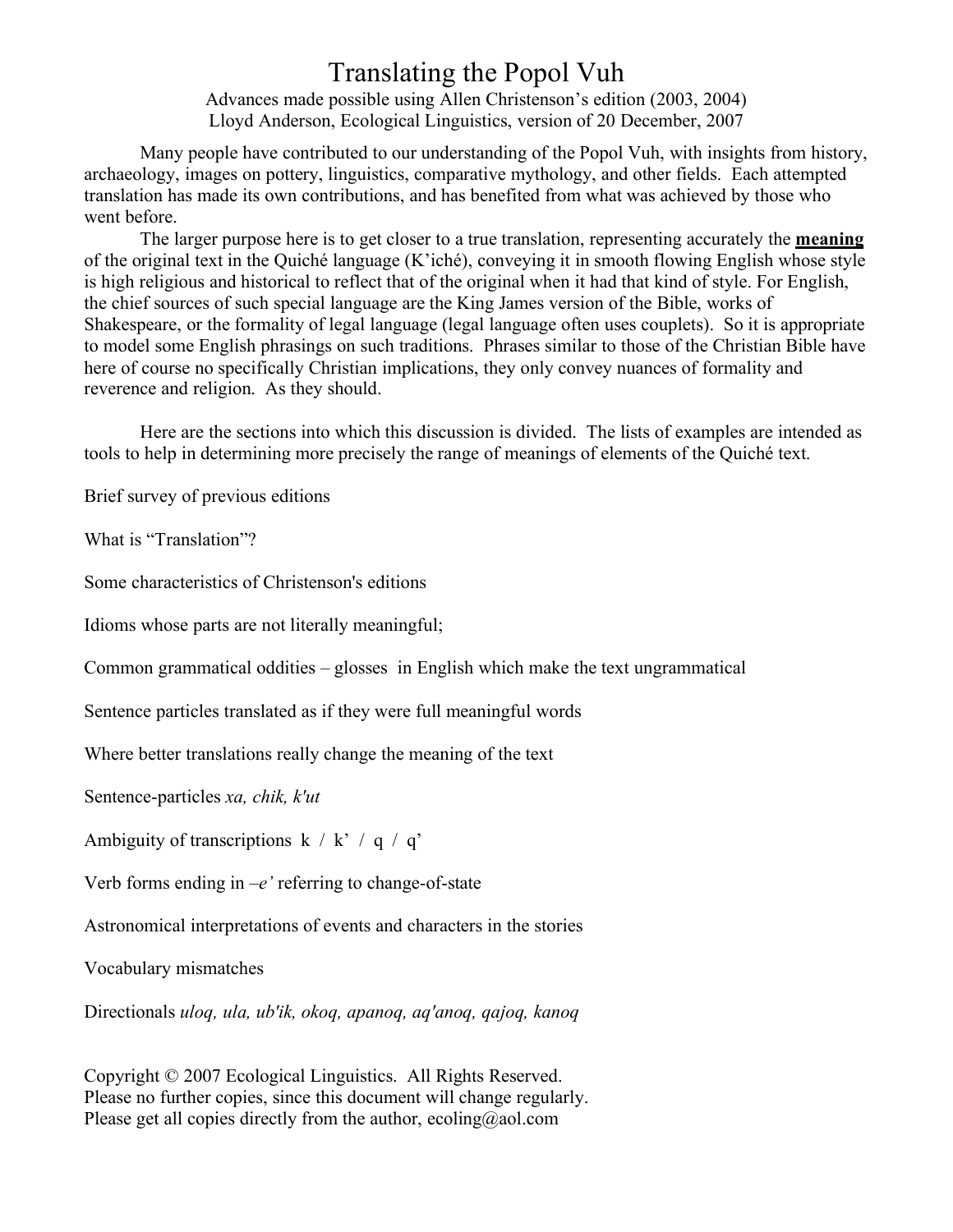# Translating the Popol Vuh

Advances made possible using Allen Christenson's edition (2003, 2004)
Lloyd Anderson, Ecological Linguistics, version of 20 December, 2007

Many people have contributed to our understanding of the Popol Vuh, with insights from history, archaeology, images on pottery, linguistics, comparative mythology, and other fields. Each attempted translation has made its own contributions, and has benefited from what was achieved by those who went before.

The larger purpose here is to get closer to a true translation, representing accurately the **meaning** of the original text in the Quiché language (K'iché), conveying it in smooth flowing English whose style is high religious and historical to reflect that of the original when it had that kind of style. For English, the chief sources of such special language are the King James version of the Bible, works of Shakespeare, or the formality of legal language (legal language often uses couplets). So it is appropriate to model some English phrasings on such traditions. Phrases similar to those of the Christian Bible have here of course no specifically Christian implications, they only convey nuances of formality and reverence and religion. As they should.

Here are the sections into which this discussion is divided. The lists of examples are intended as tools to help in determining more precisely the range of meanings of elements of the Quiché text.

Brief survey of previous editions

What is "Translation"?

Some characteristics of Christenson's editions

Idioms whose parts are not literally meaningful;

Common grammatical oddities – glosses in English which make the text ungrammatical

Sentence particles translated as if they were full meaningful words

Where better translations really change the meaning of the text

Sentence-particles *xa, chik, k'ut*

Ambiguity of transcriptions k / k' / q / q'

Verb forms ending in *–e'* referring to change-of-state

Astronomical interpretations of events and characters in the stories

Vocabulary mismatches

Directionals *uloq, ula, ub'ik, okoq, apanoq, aq'anoq, qajoq, kanoq*

Copyright © 2007 Ecological Linguistics. All Rights Reserved.
Please no further copies, since this document will change regularly.
Please get all copies directly from the author, ecoling@aol.com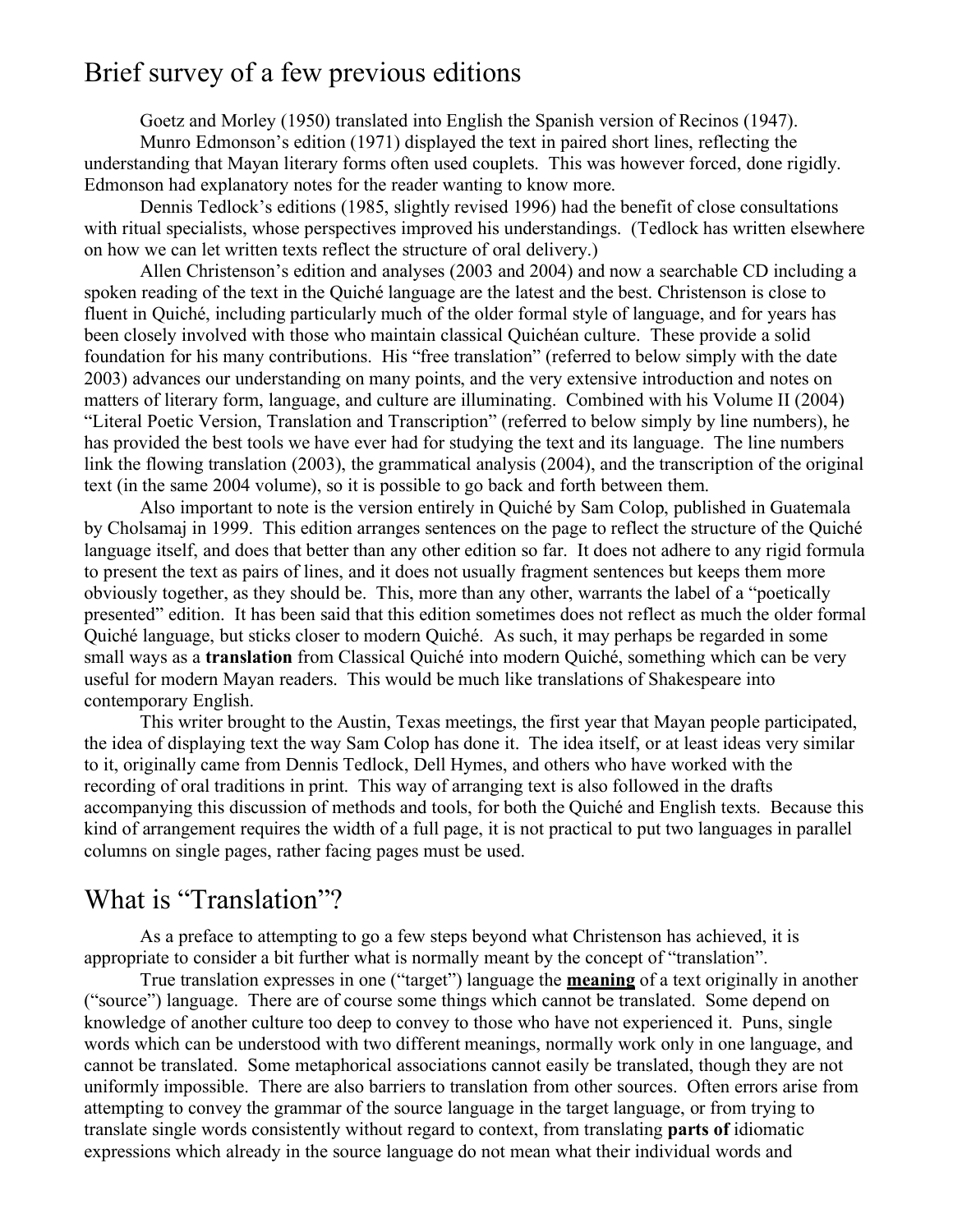## Brief survey of a few previous editions

Goetz and Morley (1950) translated into English the Spanish version of Recinos (1947).

Munro Edmonson's edition (1971) displayed the text in paired short lines, reflecting the understanding that Mayan literary forms often used couplets. This was however forced, done rigidly. Edmonson had explanatory notes for the reader wanting to know more.

Dennis Tedlock's editions (1985, slightly revised 1996) had the benefit of close consultations with ritual specialists, whose perspectives improved his understandings. (Tedlock has written elsewhere on how we can let written texts reflect the structure of oral delivery.)

Allen Christenson's edition and analyses (2003 and 2004) and now a searchable CD including a spoken reading of the text in the Quiché language are the latest and the best. Christenson is close to fluent in Quiché, including particularly much of the older formal style of language, and for years has been closely involved with those who maintain classical Quichéan culture. These provide a solid foundation for his many contributions. His "free translation" (referred to below simply with the date 2003) advances our understanding on many points, and the very extensive introduction and notes on matters of literary form, language, and culture are illuminating. Combined with his Volume II (2004) "Literal Poetic Version, Translation and Transcription" (referred to below simply by line numbers), he has provided the best tools we have ever had for studying the text and its language. The line numbers link the flowing translation (2003), the grammatical analysis (2004), and the transcription of the original text (in the same 2004 volume), so it is possible to go back and forth between them.

Also important to note is the version entirely in Quiché by Sam Colop, published in Guatemala by Cholsamaj in 1999. This edition arranges sentences on the page to reflect the structure of the Quiché language itself, and does that better than any other edition so far. It does not adhere to any rigid formula to present the text as pairs of lines, and it does not usually fragment sentences but keeps them more obviously together, as they should be. This, more than any other, warrants the label of a "poetically presented" edition. It has been said that this edition sometimes does not reflect as much the older formal Quiché language, but sticks closer to modern Quiché. As such, it may perhaps be regarded in some small ways as a **translation** from Classical Quiché into modern Quiché, something which can be very useful for modern Mayan readers. This would be much like translations of Shakespeare into contemporary English.

This writer brought to the Austin, Texas meetings, the first year that Mayan people participated, the idea of displaying text the way Sam Colop has done it. The idea itself, or at least ideas very similar to it, originally came from Dennis Tedlock, Dell Hymes, and others who have worked with the recording of oral traditions in print. This way of arranging text is also followed in the drafts accompanying this discussion of methods and tools, for both the Quiché and English texts. Because this kind of arrangement requires the width of a full page, it is not practical to put two languages in parallel columns on single pages, rather facing pages must be used.

## What is "Translation"?

As a preface to attempting to go a few steps beyond what Christenson has achieved, it is appropriate to consider a bit further what is normally meant by the concept of "translation".

True translation expresses in one ("target") language the **meaning** of a text originally in another ("source") language. There are of course some things which cannot be translated. Some depend on knowledge of another culture too deep to convey to those who have not experienced it. Puns, single words which can be understood with two different meanings, normally work only in one language, and cannot be translated. Some metaphorical associations cannot easily be translated, though they are not uniformly impossible. There are also barriers to translation from other sources. Often errors arise from attempting to convey the grammar of the source language in the target language, or from trying to translate single words consistently without regard to context, from translating **parts of** idiomatic expressions which already in the source language do not mean what their individual words and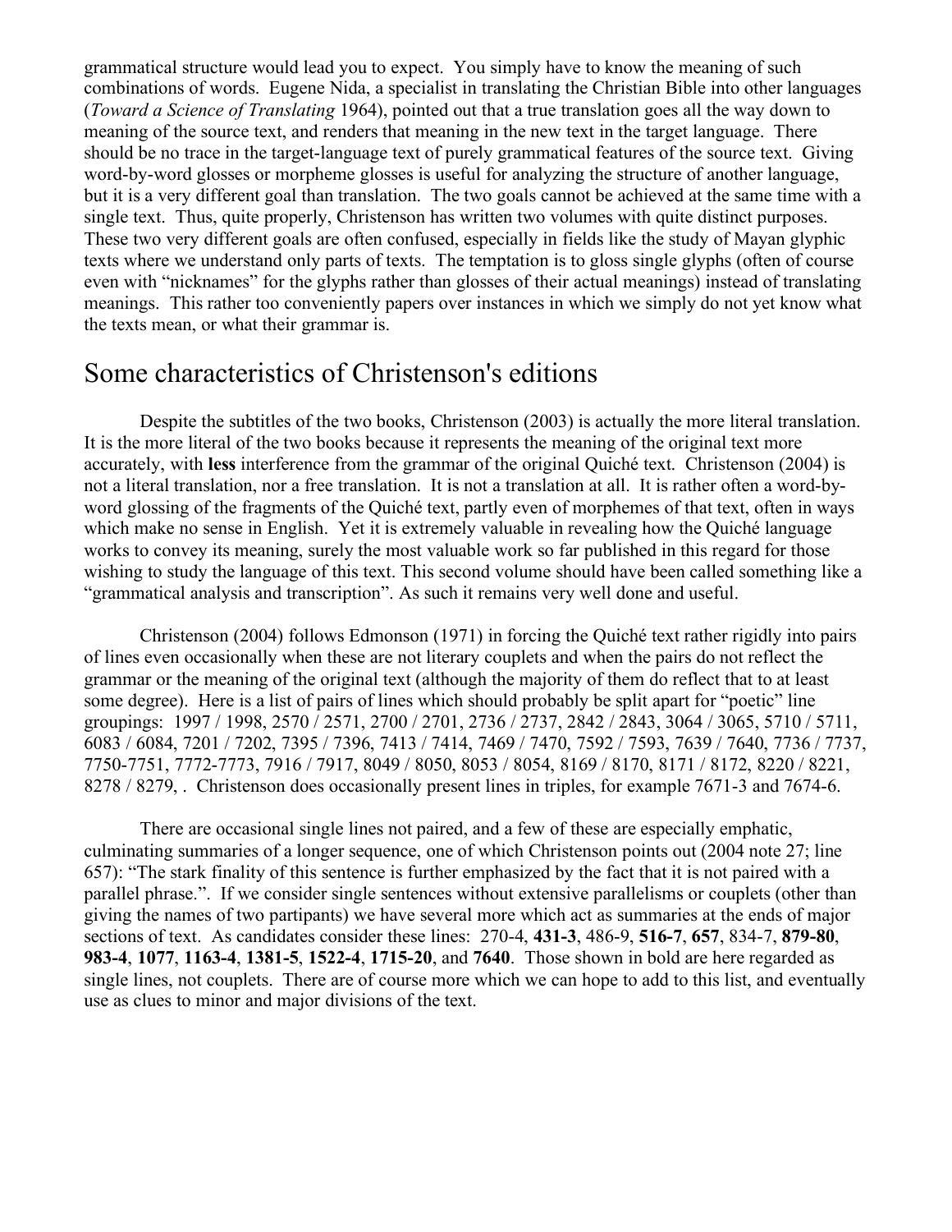grammatical structure would lead you to expect. You simply have to know the meaning of such combinations of words. Eugene Nida, a specialist in translating the Christian Bible into other languages (*Toward a Science of Translating* 1964), pointed out that a true translation goes all the way down to meaning of the source text, and renders that meaning in the new text in the target language. There should be no trace in the target-language text of purely grammatical features of the source text. Giving word-by-word glosses or morpheme glosses is useful for analyzing the structure of another language, but it is a very different goal than translation. The two goals cannot be achieved at the same time with a single text. Thus, quite properly, Christenson has written two volumes with quite distinct purposes. These two very different goals are often confused, especially in fields like the study of Mayan glyphic texts where we understand only parts of texts. The temptation is to gloss single glyphs (often of course even with "nicknames" for the glyphs rather than glosses of their actual meanings) instead of translating meanings. This rather too conveniently papers over instances in which we simply do not yet know what the texts mean, or what their grammar is.

## Some characteristics of Christenson's editions

Despite the subtitles of the two books, Christenson (2003) is actually the more literal translation. It is the more literal of the two books because it represents the meaning of the original text more accurately, with **less** interference from the grammar of the original Quiché text. Christenson (2004) is not a literal translation, nor a free translation. It is not a translation at all. It is rather often a word-by-word glossing of the fragments of the Quiché text, partly even of morphemes of that text, often in ways which make no sense in English. Yet it is extremely valuable in revealing how the Quiché language works to convey its meaning, surely the most valuable work so far published in this regard for those wishing to study the language of this text. This second volume should have been called something like a "grammatical analysis and transcription". As such it remains very well done and useful.

Christenson (2004) follows Edmonson (1971) in forcing the Quiché text rather rigidly into pairs of lines even occasionally when these are not literary couplets and when the pairs do not reflect the grammar or the meaning of the original text (although the majority of them do reflect that to at least some degree). Here is a list of pairs of lines which should probably be split apart for "poetic" line groupings: 1997 / 1998, 2570 / 2571, 2700 / 2701, 2736 / 2737, 2842 / 2843, 3064 / 3065, 5710 / 5711, 6083 / 6084, 7201 / 7202, 7395 / 7396, 7413 / 7414, 7469 / 7470, 7592 / 7593, 7639 / 7640, 7736 / 7737, 7750-7751, 7772-7773, 7916 / 7917, 8049 / 8050, 8053 / 8054, 8169 / 8170, 8171 / 8172, 8220 / 8221, 8278 / 8279, . Christenson does occasionally present lines in triples, for example 7671-3 and 7674-6.

There are occasional single lines not paired, and a few of these are especially emphatic, culminating summaries of a longer sequence, one of which Christenson points out (2004 note 27; line 657): "The stark finality of this sentence is further emphasized by the fact that it is not paired with a parallel phrase.". If we consider single sentences without extensive parallelisms or couplets (other than giving the names of two partipants) we have several more which act as summaries at the ends of major sections of text. As candidates consider these lines: 270-4, **431-3**, 486-9, **516-7**, **657**, 834-7, **879-80**, **983-4**, **1077**, **1163-4**, **1381-5**, **1522-4**, **1715-20**, and **7640**. Those shown in bold are here regarded as single lines, not couplets. There are of course more which we can hope to add to this list, and eventually use as clues to minor and major divisions of the text.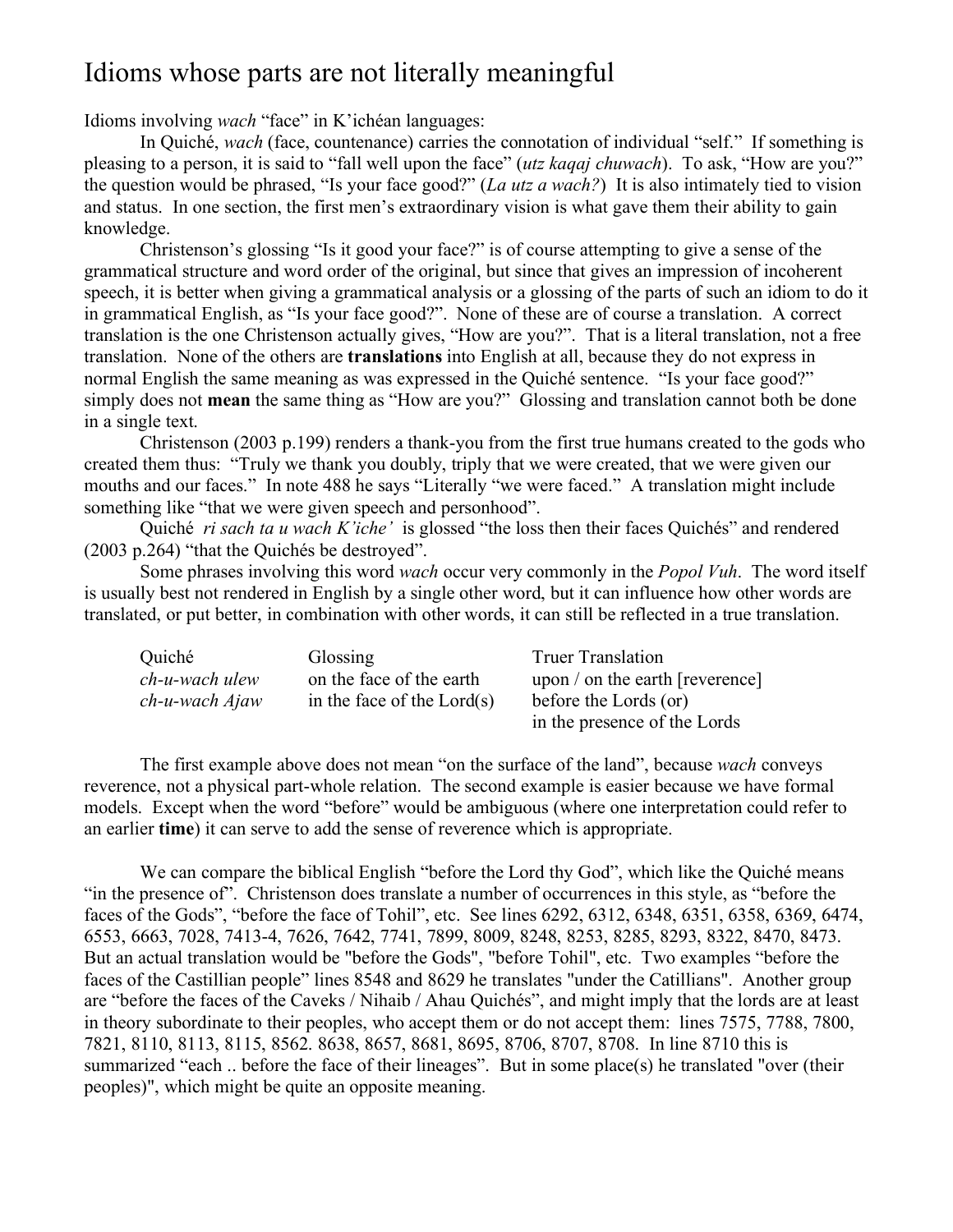# Idioms whose parts are not literally meaningful

Idioms involving *wach* "face" in K'ichéan languages:

In Quiché, *wach* (face, countenance) carries the connotation of individual "self." If something is pleasing to a person, it is said to "fall well upon the face" (*utz kaqaj chuwach*). To ask, "How are you?" the question would be phrased, "Is your face good?" (*La utz a wach?*) It is also intimately tied to vision and status. In one section, the first men's extraordinary vision is what gave them their ability to gain knowledge.

Christenson's glossing "Is it good your face?" is of course attempting to give a sense of the grammatical structure and word order of the original, but since that gives an impression of incoherent speech, it is better when giving a grammatical analysis or a glossing of the parts of such an idiom to do it in grammatical English, as "Is your face good?". None of these are of course a translation. A correct translation is the one Christenson actually gives, "How are you?". That is a literal translation, not a free translation. None of the others are **translations** into English at all, because they do not express in normal English the same meaning as was expressed in the Quiché sentence. "Is your face good?" simply does not **mean** the same thing as "How are you?" Glossing and translation cannot both be done in a single text.

Christenson (2003 p.199) renders a thank-you from the first true humans created to the gods who created them thus: "Truly we thank you doubly, triply that we were created, that we were given our mouths and our faces." In note 488 he says "Literally "we were faced." A translation might include something like "that we were given speech and personhood".

Quiché *ri sach ta u wach K'iche'* is glossed "the loss then their faces Quichés" and rendered (2003 p.264) "that the Quichés be destroyed".

Some phrases involving this word *wach* occur very commonly in the *Popol Vuh*. The word itself is usually best not rendered in English by a single other word, but it can influence how other words are translated, or put better, in combination with other words, it can still be reflected in a true translation.

| Quiché | Glossing | Truer Translation |
|---|---|---|
| *ch-u-wach ulew* | on the face of the earth | upon / on the earth [reverence] |
| *ch-u-wach Ajaw* | in the face of the Lord(s) | before the Lords (or) in the presence of the Lords |

The first example above does not mean "on the surface of the land", because *wach* conveys reverence, not a physical part-whole relation. The second example is easier because we have formal models. Except when the word "before" would be ambiguous (where one interpretation could refer to an earlier **time**) it can serve to add the sense of reverence which is appropriate.

We can compare the biblical English "before the Lord thy God", which like the Quiché means "in the presence of". Christenson does translate a number of occurrences in this style, as "before the faces of the Gods", "before the face of Tohil", etc. See lines 6292, 6312, 6348, 6351, 6358, 6369, 6474, 6553, 6663, 7028, 7413-4, 7626, 7642, 7741, 7899, 8009, 8248, 8253, 8285, 8293, 8322, 8470, 8473. But an actual translation would be "before the Gods", "before Tohil", etc. Two examples "before the faces of the Castillian people" lines 8548 and 8629 he translates "under the Catillians". Another group are "before the faces of the Caveks / Nihaib / Ahau Quichés", and might imply that the lords are at least in theory subordinate to their peoples, who accept them or do not accept them: lines 7575, 7788, 7800, 7821, 8110, 8113, 8115, 8562. 8638, 8657, 8681, 8695, 8706, 8707, 8708. In line 8710 this is summarized "each .. before the face of their lineages". But in some place(s) he translated "over (their peoples)", which might be quite an opposite meaning.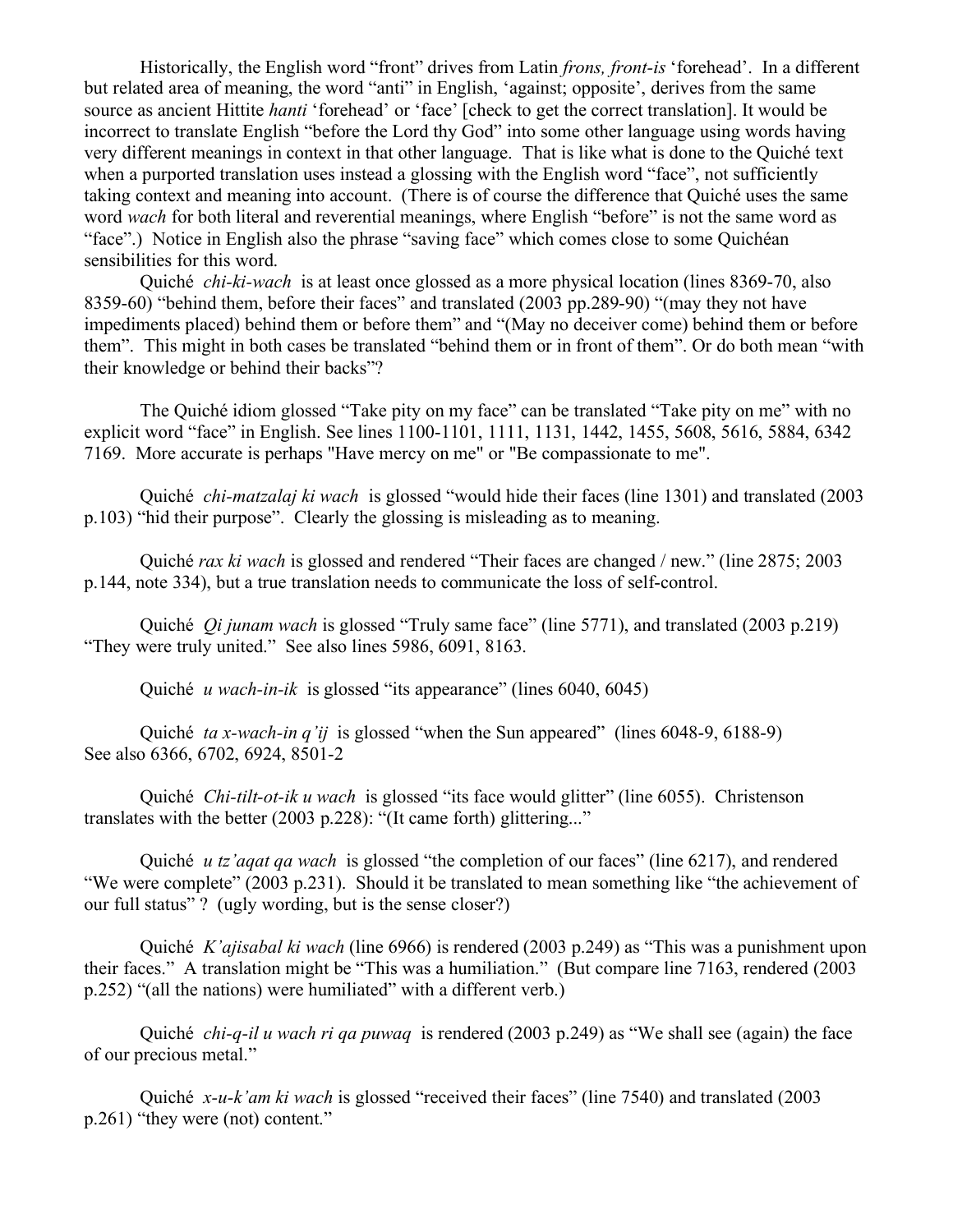Historically, the English word “front” drives from Latin *frons, front-is* ‘forehead’. In a different but related area of meaning, the word “anti” in English, ‘against; opposite’, derives from the same source as ancient Hittite *hanti* ‘forehead’ or ‘face’ [check to get the correct translation]. It would be incorrect to translate English “before the Lord thy God” into some other language using words having very different meanings in context in that other language. That is like what is done to the Quiché text when a purported translation uses instead a glossing with the English word “face”, not sufficiently taking context and meaning into account. (There is of course the difference that Quiché uses the same word *wach* for both literal and reverential meanings, where English “before” is not the same word as “face”.) Notice in English also the phrase “saving face” which comes close to some Quichéan sensibilities for this word.

Quiché *chi-ki-wach* is at least once glossed as a more physical location (lines 8369-70, also 8359-60) “behind them, before their faces” and translated (2003 pp.289-90) “(may they not have impediments placed) behind them or before them” and “(May no deceiver come) behind them or before them”. This might in both cases be translated “behind them or in front of them”. Or do both mean “with their knowledge or behind their backs”?

The Quiché idiom glossed “Take pity on my face” can be translated “Take pity on me” with no explicit word “face” in English. See lines 1100-1101, 1111, 1131, 1442, 1455, 5608, 5616, 5884, 6342 7169. More accurate is perhaps "Have mercy on me" or "Be compassionate to me".

Quiché *chi-matzalaj ki wach* is glossed “would hide their faces (line 1301) and translated (2003 p.103) “hid their purpose”. Clearly the glossing is misleading as to meaning.

Quiché *rax ki wach* is glossed and rendered “Their faces are changed / new.” (line 2875; 2003 p.144, note 334), but a true translation needs to communicate the loss of self-control.

Quiché *Qi junam wach* is glossed “Truly same face” (line 5771), and translated (2003 p.219) “They were truly united.” See also lines 5986, 6091, 8163.

Quiché *u wach-in-ik* is glossed “its appearance” (lines 6040, 6045)

Quiché *ta x-wach-in q’ij* is glossed “when the Sun appeared” (lines 6048-9, 6188-9) See also 6366, 6702, 6924, 8501-2

Quiché *Chi-tilt-ot-ik u wach* is glossed “its face would glitter” (line 6055). Christenson translates with the better (2003 p.228): “(It came forth) glittering...”

Quiché *u tz’aqat qa wach* is glossed “the completion of our faces” (line 6217), and rendered “We were complete” (2003 p.231). Should it be translated to mean something like “the achievement of our full status” ? (ugly wording, but is the sense closer?)

Quiché *K’ajisabal ki wach* (line 6966) is rendered (2003 p.249) as “This was a punishment upon their faces.” A translation might be “This was a humiliation.” (But compare line 7163, rendered (2003 p.252) “(all the nations) were humiliated” with a different verb.)

Quiché *chi-q-il u wach ri qa puwaq* is rendered (2003 p.249) as “We shall see (again) the face of our precious metal.”

Quiché *x-u-k’am ki wach* is glossed “received their faces” (line 7540) and translated (2003 p.261) “they were (not) content.”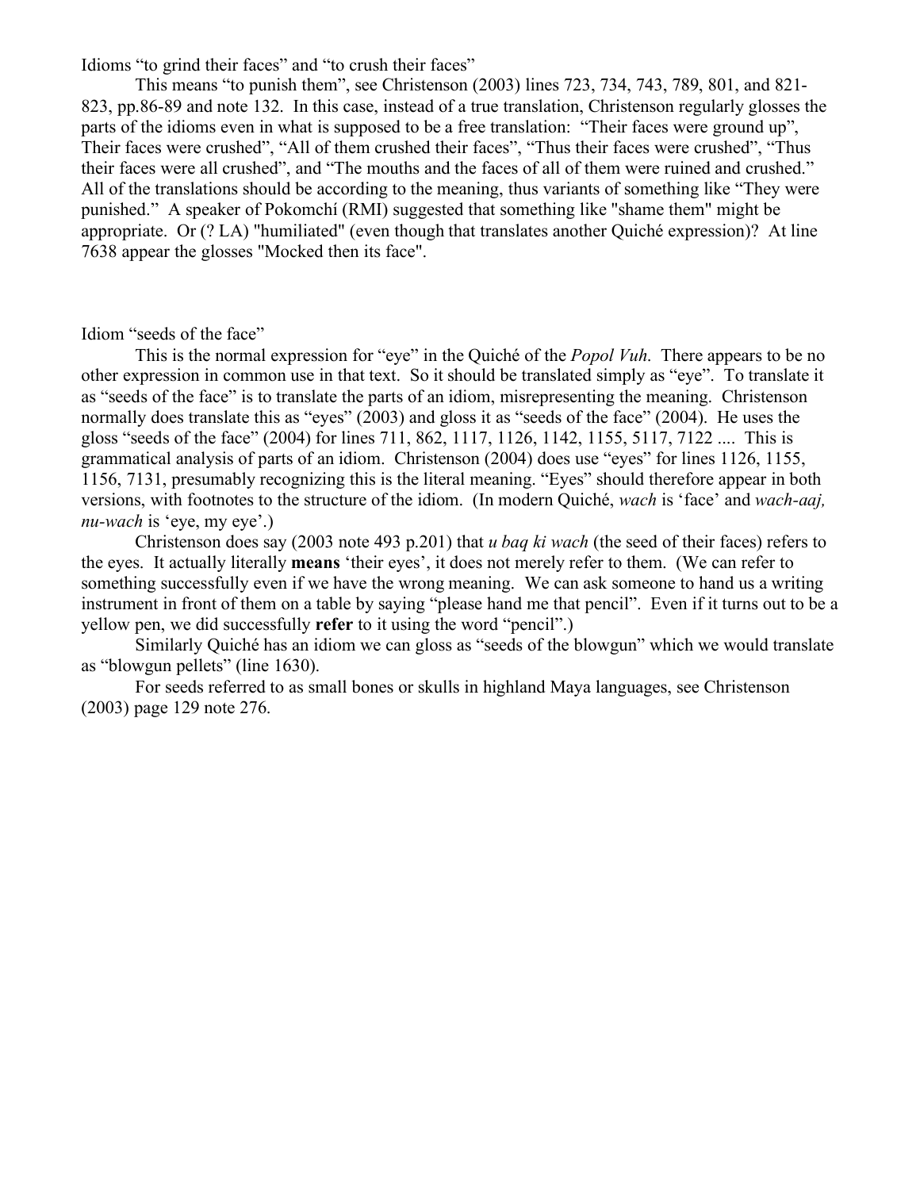Idioms "to grind their faces" and "to crush their faces"

This means "to punish them", see Christenson (2003) lines 723, 734, 743, 789, 801, and 821-823, pp.86-89 and note 132. In this case, instead of a true translation, Christenson regularly glosses the parts of the idioms even in what is supposed to be a free translation: "Their faces were ground up", Their faces were crushed", "All of them crushed their faces", "Thus their faces were crushed", "Thus their faces were all crushed", and "The mouths and the faces of all of them were ruined and crushed." All of the translations should be according to the meaning, thus variants of something like "They were punished." A speaker of Pokomchí (RMI) suggested that something like "shame them" might be appropriate. Or (? LA) "humiliated" (even though that translates another Quiché expression)? At line 7638 appear the glosses "Mocked then its face".

Idiom "seeds of the face"

This is the normal expression for "eye" in the Quiché of the *Popol Vuh*. There appears to be no other expression in common use in that text. So it should be translated simply as "eye". To translate it as "seeds of the face" is to translate the parts of an idiom, misrepresenting the meaning. Christenson normally does translate this as "eyes" (2003) and gloss it as "seeds of the face" (2004). He uses the gloss "seeds of the face" (2004) for lines 711, 862, 1117, 1126, 1142, 1155, 5117, 7122 .... This is grammatical analysis of parts of an idiom. Christenson (2004) does use "eyes" for lines 1126, 1155, 1156, 7131, presumably recognizing this is the literal meaning. "Eyes" should therefore appear in both versions, with footnotes to the structure of the idiom. (In modern Quiché, *wach* is 'face' and *wach-aaj, nu-wach* is 'eye, my eye'.)

Christenson does say (2003 note 493 p.201) that *u baq ki wach* (the seed of their faces) refers to the eyes. It actually literally **means** 'their eyes', it does not merely refer to them. (We can refer to something successfully even if we have the wrong meaning. We can ask someone to hand us a writing instrument in front of them on a table by saying "please hand me that pencil". Even if it turns out to be a yellow pen, we did successfully **refer** to it using the word "pencil".)

Similarly Quiché has an idiom we can gloss as "seeds of the blowgun" which we would translate as "blowgun pellets" (line 1630).

For seeds referred to as small bones or skulls in highland Maya languages, see Christenson (2003) page 129 note 276.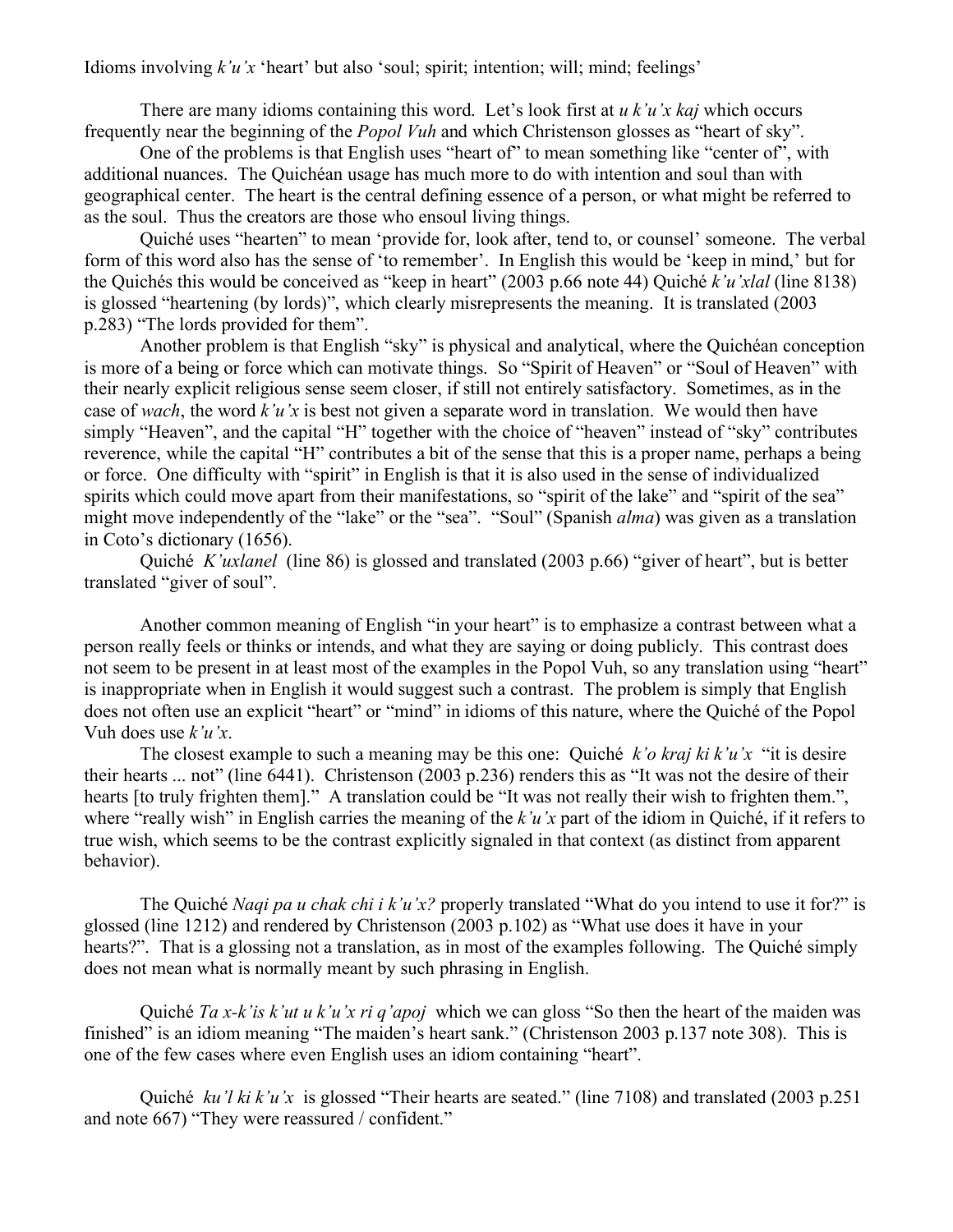Idioms involving *k'u'x* 'heart' but also 'soul; spirit; intention; will; mind; feelings'

There are many idioms containing this word. Let's look first at *u k'u'x kaj* which occurs frequently near the beginning of the *Popol Vuh* and which Christenson glosses as "heart of sky".

One of the problems is that English uses "heart of" to mean something like "center of", with additional nuances. The Quichéan usage has much more to do with intention and soul than with geographical center. The heart is the central defining essence of a person, or what might be referred to as the soul. Thus the creators are those who ensoul living things.

Quiché uses "hearten" to mean 'provide for, look after, tend to, or counsel' someone. The verbal form of this word also has the sense of 'to remember'. In English this would be 'keep in mind,' but for the Quichés this would be conceived as "keep in heart" (2003 p.66 note 44) Quiché *k'u'xlal* (line 8138) is glossed "heartening (by lords)", which clearly misrepresents the meaning. It is translated (2003 p.283) "The lords provided for them".

Another problem is that English "sky" is physical and analytical, where the Quichéan conception is more of a being or force which can motivate things. So "Spirit of Heaven" or "Soul of Heaven" with their nearly explicit religious sense seem closer, if still not entirely satisfactory. Sometimes, as in the case of *wach*, the word *k'u'x* is best not given a separate word in translation. We would then have simply "Heaven", and the capital "H" together with the choice of "heaven" instead of "sky" contributes reverence, while the capital "H" contributes a bit of the sense that this is a proper name, perhaps a being or force. One difficulty with "spirit" in English is that it is also used in the sense of individualized spirits which could move apart from their manifestations, so "spirit of the lake" and "spirit of the sea" might move independently of the "lake" or the "sea". "Soul" (Spanish *alma*) was given as a translation in Coto's dictionary (1656).

Quiché *K'uxlanel* (line 86) is glossed and translated (2003 p.66) "giver of heart", but is better translated "giver of soul".

Another common meaning of English "in your heart" is to emphasize a contrast between what a person really feels or thinks or intends, and what they are saying or doing publicly. This contrast does not seem to be present in at least most of the examples in the Popol Vuh, so any translation using "heart" is inappropriate when in English it would suggest such a contrast. The problem is simply that English does not often use an explicit "heart" or "mind" in idioms of this nature, where the Quiché of the Popol Vuh does use *k'u'x*.

The closest example to such a meaning may be this one: Quiché *k'o kraj ki k'u'x* "it is desire their hearts ... not" (line 6441). Christenson (2003 p.236) renders this as "It was not the desire of their hearts [to truly frighten them]." A translation could be "It was not really their wish to frighten them.", where "really wish" in English carries the meaning of the *k'u'x* part of the idiom in Quiché, if it refers to true wish, which seems to be the contrast explicitly signaled in that context (as distinct from apparent behavior).

The Quiché *Naqi pa u chak chi i k'u'x?* properly translated "What do you intend to use it for?" is glossed (line 1212) and rendered by Christenson (2003 p.102) as "What use does it have in your hearts?". That is a glossing not a translation, as in most of the examples following. The Quiché simply does not mean what is normally meant by such phrasing in English.

Quiché *Ta x-k'is k'ut u k'u'x ri q'apoj* which we can gloss "So then the heart of the maiden was finished" is an idiom meaning "The maiden's heart sank." (Christenson 2003 p.137 note 308). This is one of the few cases where even English uses an idiom containing "heart".

Quiché *ku'l ki k'u'x* is glossed "Their hearts are seated." (line 7108) and translated (2003 p.251 and note 667) "They were reassured / confident."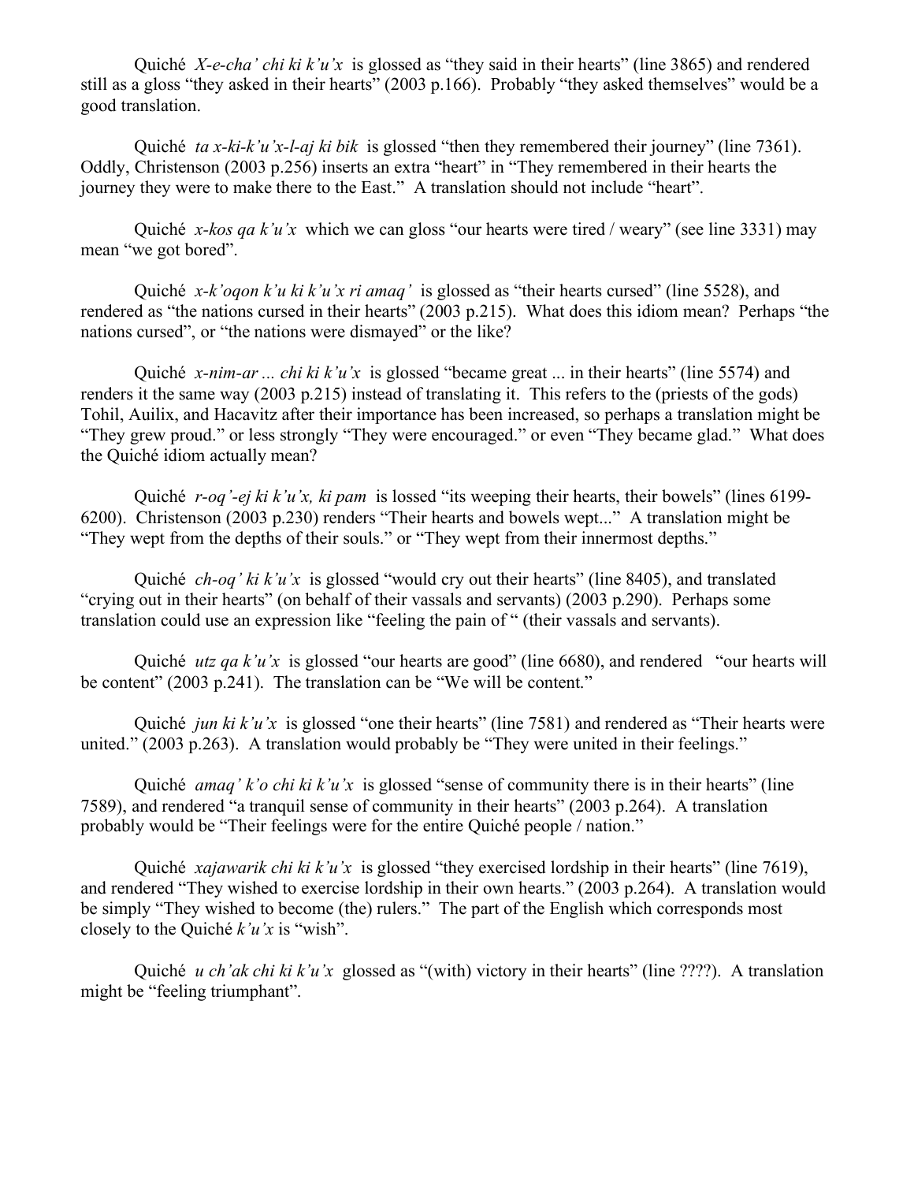Quiché *X-e-cha' chi ki k'u'x* is glossed as "they said in their hearts" (line 3865) and rendered still as a gloss "they asked in their hearts" (2003 p.166). Probably "they asked themselves" would be a good translation.

Quiché *ta x-ki-k'u'x-l-aj ki bik* is glossed "then they remembered their journey" (line 7361). Oddly, Christenson (2003 p.256) inserts an extra "heart" in "They remembered in their hearts the journey they were to make there to the East." A translation should not include "heart".

Quiché *x-kos qa k'u'x* which we can gloss "our hearts were tired / weary" (see line 3331) may mean "we got bored".

Quiché *x-k'oqon k'u ki k'u'x ri amaq'* is glossed as "their hearts cursed" (line 5528), and rendered as "the nations cursed in their hearts" (2003 p.215). What does this idiom mean? Perhaps "the nations cursed", or "the nations were dismayed" or the like?

Quiché *x-nim-ar ... chi ki k'u'x* is glossed "became great ... in their hearts" (line 5574) and renders it the same way (2003 p.215) instead of translating it. This refers to the (priests of the gods) Tohil, Auilix, and Hacavitz after their importance has been increased, so perhaps a translation might be "They grew proud." or less strongly "They were encouraged." or even "They became glad." What does the Quiché idiom actually mean?

Quiché *r-oq'-ej ki k'u'x, ki pam* is lossed "its weeping their hearts, their bowels" (lines 6199-6200). Christenson (2003 p.230) renders "Their hearts and bowels wept..." A translation might be "They wept from the depths of their souls." or "They wept from their innermost depths."

Quiché *ch-oq' ki k'u'x* is glossed "would cry out their hearts" (line 8405), and translated "crying out in their hearts" (on behalf of their vassals and servants) (2003 p.290). Perhaps some translation could use an expression like "feeling the pain of " (their vassals and servants).

Quiché *utz qa k'u'x* is glossed "our hearts are good" (line 6680), and rendered "our hearts will be content" (2003 p.241). The translation can be "We will be content."

Quiché *jun ki k'u'x* is glossed "one their hearts" (line 7581) and rendered as "Their hearts were united." (2003 p.263). A translation would probably be "They were united in their feelings."

Quiché *amaq' k'o chi ki k'u'x* is glossed "sense of community there is in their hearts" (line 7589), and rendered "a tranquil sense of community in their hearts" (2003 p.264). A translation probably would be "Their feelings were for the entire Quiché people / nation."

Quiché *xajawarik chi ki k'u'x* is glossed "they exercised lordship in their hearts" (line 7619), and rendered "They wished to exercise lordship in their own hearts." (2003 p.264). A translation would be simply "They wished to become (the) rulers." The part of the English which corresponds most closely to the Quiché *k'u'x* is "wish".

Quiché *u ch'ak chi ki k'u'x* glossed as "(with) victory in their hearts" (line ????). A translation might be "feeling triumphant".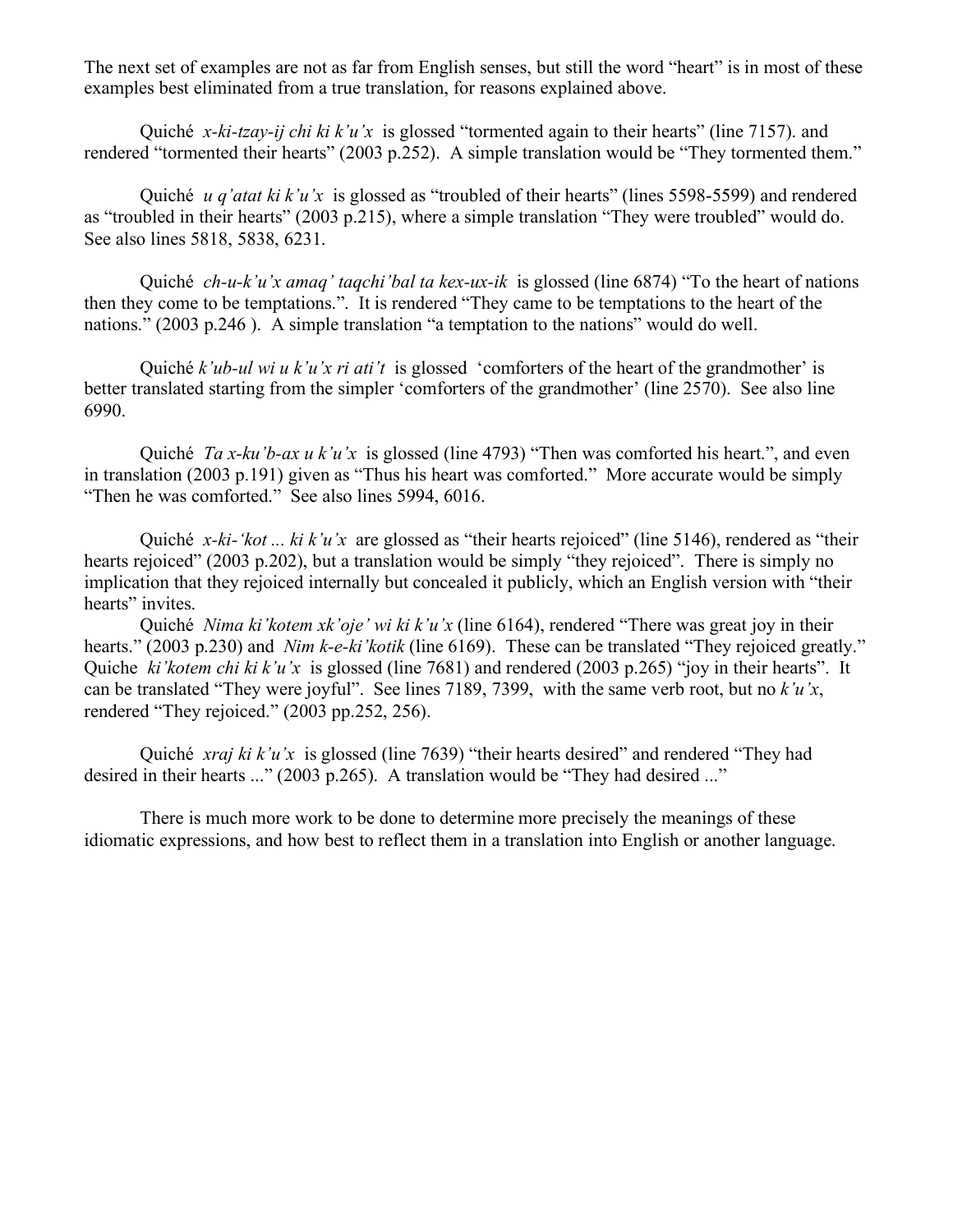The next set of examples are not as far from English senses, but still the word "heart" is in most of these examples best eliminated from a true translation, for reasons explained above.

Quiché *x-ki-tzay-ij chi ki k'u'x* is glossed "tormented again to their hearts" (line 7157). and rendered "tormented their hearts" (2003 p.252). A simple translation would be "They tormented them."

Quiché *u q'atat ki k'u'x* is glossed as "troubled of their hearts" (lines 5598-5599) and rendered as "troubled in their hearts" (2003 p.215), where a simple translation "They were troubled" would do. See also lines 5818, 5838, 6231.

Quiché *ch-u-k'u'x amaq' taqchi'bal ta kex-ux-ik* is glossed (line 6874) "To the heart of nations then they come to be temptations.". It is rendered "They came to be temptations to the heart of the nations." (2003 p.246 ). A simple translation "a temptation to the nations" would do well.

Quiché *k'ub-ul wi u k'u'x ri ati't* is glossed 'comforters of the heart of the grandmother' is better translated starting from the simpler 'comforters of the grandmother' (line 2570). See also line 6990.

Quiché *Ta x-ku'b-ax u k'u'x* is glossed (line 4793) "Then was comforted his heart.", and even in translation (2003 p.191) given as "Thus his heart was comforted." More accurate would be simply "Then he was comforted." See also lines 5994, 6016.

Quiché *x-ki-'kot ... ki k'u'x* are glossed as "their hearts rejoiced" (line 5146), rendered as "their hearts rejoiced" (2003 p.202), but a translation would be simply "they rejoiced". There is simply no implication that they rejoiced internally but concealed it publicly, which an English version with "their hearts" invites.

Quiché *Nima ki'kotem xk'oje' wi ki k'u'x* (line 6164), rendered "There was great joy in their hearts." (2003 p.230) and *Nim k-e-ki'kotik* (line 6169). These can be translated "They rejoiced greatly." Quiche *ki'kotem chi ki k'u'x* is glossed (line 7681) and rendered (2003 p.265) "joy in their hearts". It can be translated "They were joyful". See lines 7189, 7399, with the same verb root, but no *k'u'x*, rendered "They rejoiced." (2003 pp.252, 256).

Quiché *xraj ki k'u'x* is glossed (line 7639) "their hearts desired" and rendered "They had desired in their hearts ..." (2003 p.265). A translation would be "They had desired ..."

There is much more work to be done to determine more precisely the meanings of these idiomatic expressions, and how best to reflect them in a translation into English or another language.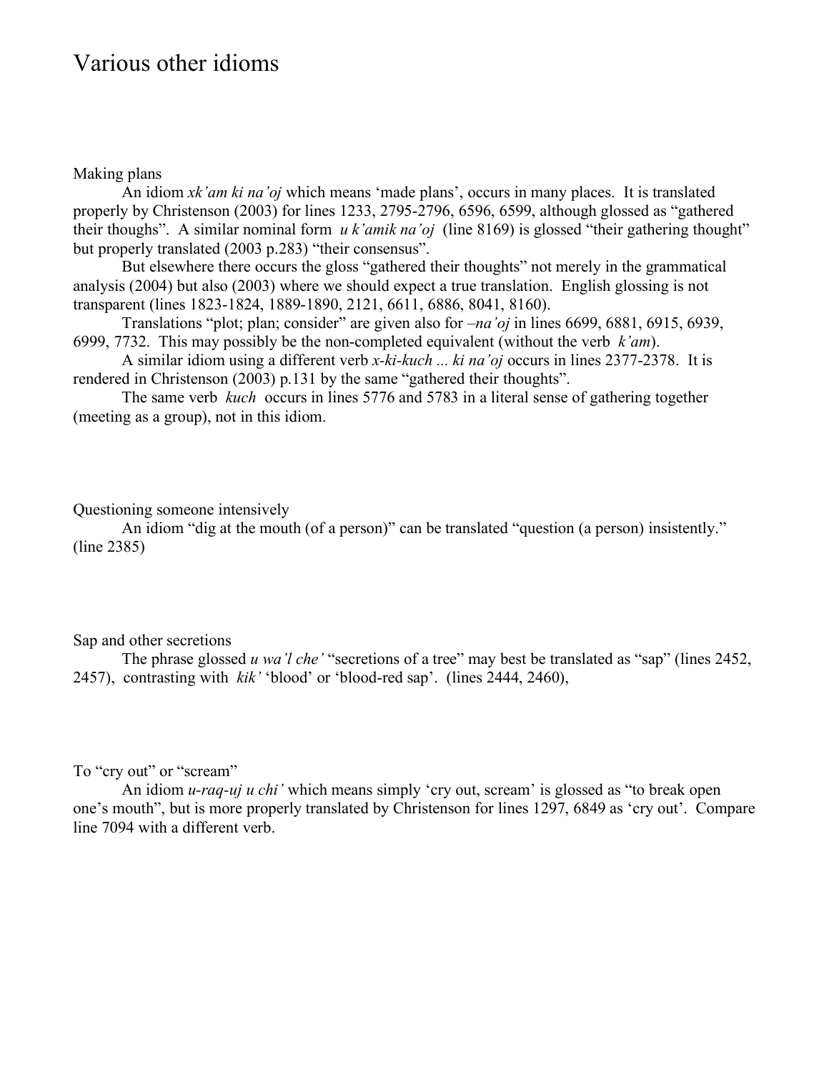# Various other idioms

Making plans

An idiom *xk'am ki na'oj* which means 'made plans', occurs in many places. It is translated properly by Christenson (2003) for lines 1233, 2795-2796, 6596, 6599, although glossed as "gathered their thoughs". A similar nominal form *u k'amik na'oj* (line 8169) is glossed "their gathering thought" but properly translated (2003 p.283) "their consensus".

But elsewhere there occurs the gloss "gathered their thoughts" not merely in the grammatical analysis (2004) but also (2003) where we should expect a true translation. English glossing is not transparent (lines 1823-1824, 1889-1890, 2121, 6611, 6886, 8041, 8160).

Translations "plot; plan; consider" are given also for *–na'oj* in lines 6699, 6881, 6915, 6939, 6999, 7732. This may possibly be the non-completed equivalent (without the verb *k'am*).

A similar idiom using a different verb *x-ki-kuch ... ki na'oj* occurs in lines 2377-2378. It is rendered in Christenson (2003) p.131 by the same "gathered their thoughts".

The same verb *kuch* occurs in lines 5776 and 5783 in a literal sense of gathering together (meeting as a group), not in this idiom.

Questioning someone intensively

An idiom "dig at the mouth (of a person)" can be translated "question (a person) insistently." (line 2385)

Sap and other secretions

The phrase glossed *u wa'l che'* "secretions of a tree" may best be translated as "sap" (lines 2452, 2457), contrasting with *kik'* 'blood' or 'blood-red sap'. (lines 2444, 2460),

To "cry out" or "scream"

An idiom *u-raq-uj u chi'* which means simply 'cry out, scream' is glossed as "to break open one's mouth", but is more properly translated by Christenson for lines 1297, 6849 as 'cry out'. Compare line 7094 with a different verb.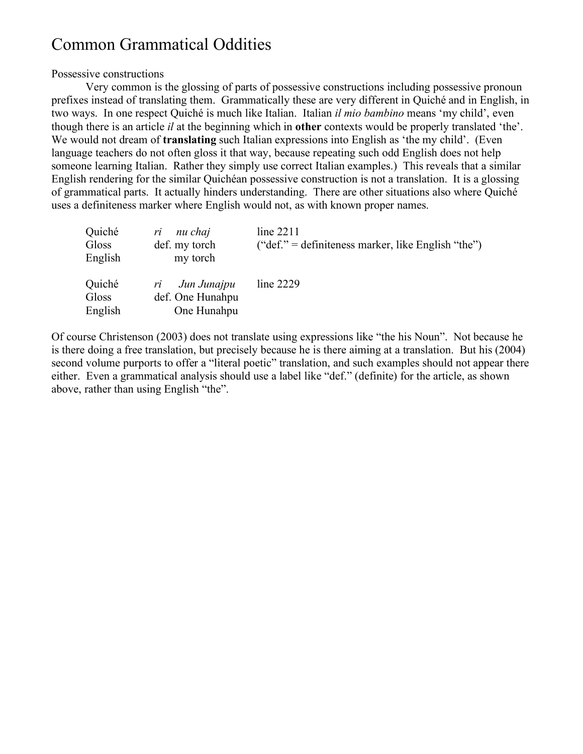# Common Grammatical Oddities

Possessive constructions

Very common is the glossing of parts of possessive constructions including possessive pronoun prefixes instead of translating them. Grammatically these are very different in Quiché and in English, in two ways. In one respect Quiché is much like Italian. Italian *il mio bambino* means 'my child', even though there is an article *il* at the beginning which in **other** contexts would be properly translated 'the'. We would not dream of **translating** such Italian expressions into English as 'the my child'. (Even language teachers do not often gloss it that way, because repeating such odd English does not help someone learning Italian. Rather they simply use correct Italian examples.) This reveals that a similar English rendering for the similar Quichéan possessive construction is not a translation. It is a glossing of grammatical parts. It actually hinders understanding. There are other situations also where Quiché uses a definiteness marker where English would not, as with known proper names.

| | | |
|---|---|---|
| Quiché | *ri nu chaj* | line 2211 |
| Gloss | def. my torch | ("def." = definiteness marker, like English "the") |
| English | my torch | |

| | | |
|---|---|---|
| Quiché | *ri Jun Junajpu* | line 2229 |
| Gloss | def. One Hunahpu | |
| English | One Hunahpu | |

Of course Christenson (2003) does not translate using expressions like "the his Noun". Not because he is there doing a free translation, but precisely because he is there aiming at a translation. But his (2004) second volume purports to offer a "literal poetic" translation, and such examples should not appear there either. Even a grammatical analysis should use a label like "def." (definite) for the article, as shown above, rather than using English "the".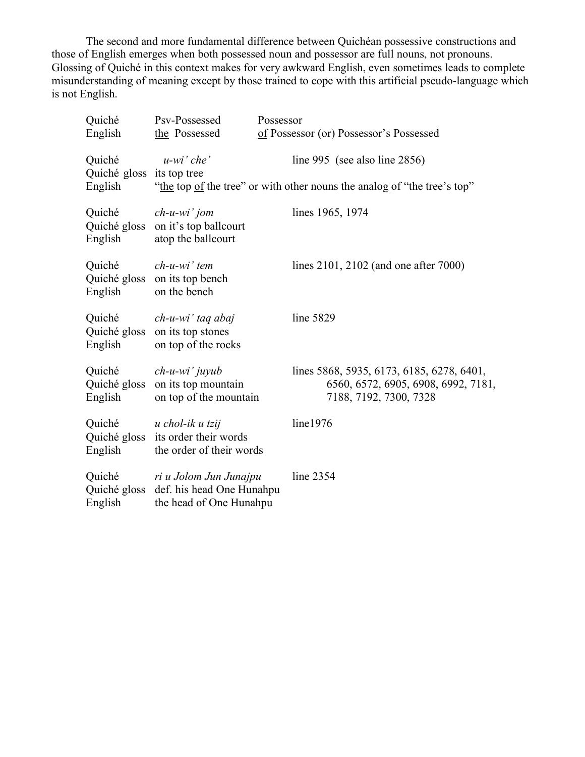The second and more fundamental difference between Quichéan possessive constructions and those of English emerges when both possessed noun and possessor are full nouns, not pronouns. Glossing of Quiché in this context makes for very awkward English, even sometimes leads to complete misunderstanding of meaning except by those trained to cope with this artificial pseudo-language which is not English.

| | | |
|---|---|---|
| Quiché | Psv-Possessed | Possessor |
| English | the Possessed | of Possessor (or) Possessor's Possessed |
| | | |
| Quiché | *u-wi' che'* | line 995 (see also line 2856) |
| Quiché gloss | its top tree | |
| English | "the top of the tree" or with other nouns the analog of "the tree's top" | |
| | | |
| Quiché | *ch-u-wi' jom* | lines 1965, 1974 |
| Quiché gloss | on it's top ballcourt | |
| English | atop the ballcourt | |
| | | |
| Quiché | *ch-u-wi' tem* | lines 2101, 2102 (and one after 7000) |
| Quiché gloss | on its top bench | |
| English | on the bench | |
| | | |
| Quiché | *ch-u-wi' taq abaj* | line 5829 |
| Quiché gloss | on its top stones | |
| English | on top of the rocks | |
| | | |
| Quiché | *ch-u-wi' juyub* | lines 5868, 5935, 6173, 6185, 6278, 6401, |
| Quiché gloss | on its top mountain | 6560, 6572, 6905, 6908, 6992, 7181, |
| English | on top of the mountain | 7188, 7192, 7300, 7328 |
| | | |
| Quiché | *u chol-ik u tzij* | line1976 |
| Quiché gloss | its order their words | |
| English | the order of their words | |
| | | |
| Quiché | *ri u Jolom Jun Junajpu* | line 2354 |
| Quiché gloss | def. his head One Hunahpu | |
| English | the head of One Hunahpu | |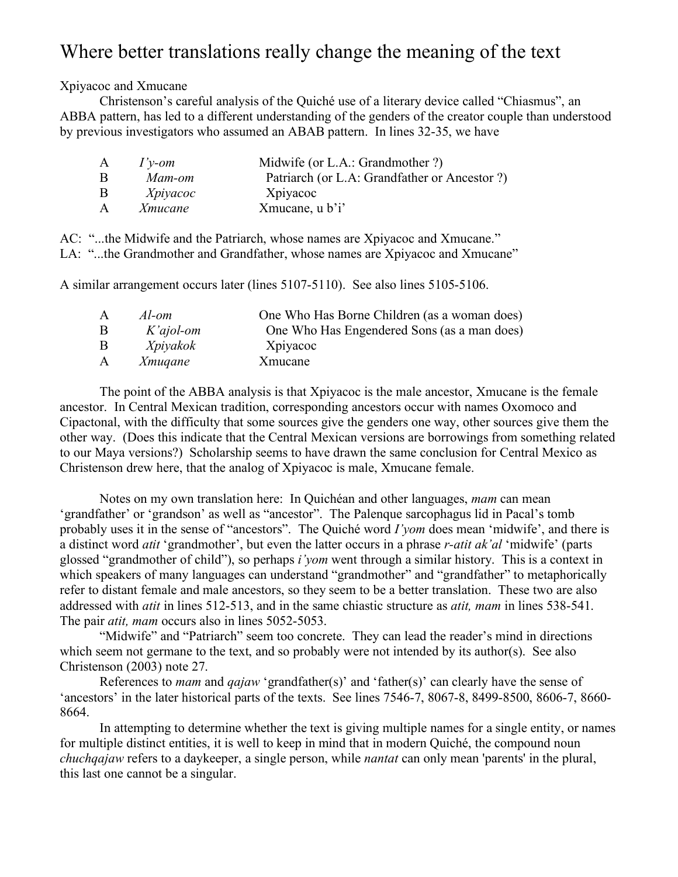# Where better translations really change the meaning of the text

Xpiyacoc and Xmucane

Christenson's careful analysis of the Quiché use of a literary device called "Chiasmus", an ABBA pattern, has led to a different understanding of the genders of the creator couple than understood by previous investigators who assumed an ABAB pattern. In lines 32-35, we have

| | | |
|---|---|---|
| A | *I'y-om* | Midwife (or L.A.: Grandmother ?) |
| B | *Mam-om* | Patriarch (or L.A: Grandfather or Ancestor ?) |
| B | *Xpiyacoc* | Xpiyacoc |
| A | *Xmucane* | Xmucane, u b'i' |

AC: "...the Midwife and the Patriarch, whose names are Xpiyacoc and Xmucane."
LA: "...the Grandmother and Grandfather, whose names are Xpiyacoc and Xmucane"

A similar arrangement occurs later (lines 5107-5110). See also lines 5105-5106.

| | | |
|---|---|---|
| A | *Al-om* | One Who Has Borne Children (as a woman does) |
| B | *K'ajol-om* | One Who Has Engendered Sons (as a man does) |
| B | *Xpiyakok* | Xpiyacoc |
| A | *Xmuqane* | Xmucane |

The point of the ABBA analysis is that Xpiyacoc is the male ancestor, Xmucane is the female ancestor. In Central Mexican tradition, corresponding ancestors occur with names Oxomoco and Cipactonal, with the difficulty that some sources give the genders one way, other sources give them the other way. (Does this indicate that the Central Mexican versions are borrowings from something related to our Maya versions?) Scholarship seems to have drawn the same conclusion for Central Mexico as Christenson drew here, that the analog of Xpiyacoc is male, Xmucane female.

Notes on my own translation here: In Quichéan and other languages, *mam* can mean 'grandfather' or 'grandson' as well as "ancestor". The Palenque sarcophagus lid in Pacal's tomb probably uses it in the sense of "ancestors". The Quiché word *I'yom* does mean 'midwife', and there is a distinct word *atit* 'grandmother', but even the latter occurs in a phrase *r-atit ak'al* 'midwife' (parts glossed "grandmother of child"), so perhaps *i'yom* went through a similar history. This is a context in which speakers of many languages can understand "grandmother" and "grandfather" to metaphorically refer to distant female and male ancestors, so they seem to be a better translation. These two are also addressed with *atit* in lines 512-513, and in the same chiastic structure as *atit, mam* in lines 538-541. The pair *atit, mam* occurs also in lines 5052-5053.

"Midwife" and "Patriarch" seem too concrete. They can lead the reader's mind in directions which seem not germane to the text, and so probably were not intended by its author(s). See also Christenson (2003) note 27.

References to *mam* and *qajaw* 'grandfather(s)' and 'father(s)' can clearly have the sense of 'ancestors' in the later historical parts of the texts. See lines 7546-7, 8067-8, 8499-8500, 8606-7, 8660-8664.

In attempting to determine whether the text is giving multiple names for a single entity, or names for multiple distinct entities, it is well to keep in mind that in modern Quiché, the compound noun *chuchqajaw* refers to a daykeeper, a single person, while *nantat* can only mean 'parents' in the plural, this last one cannot be a singular.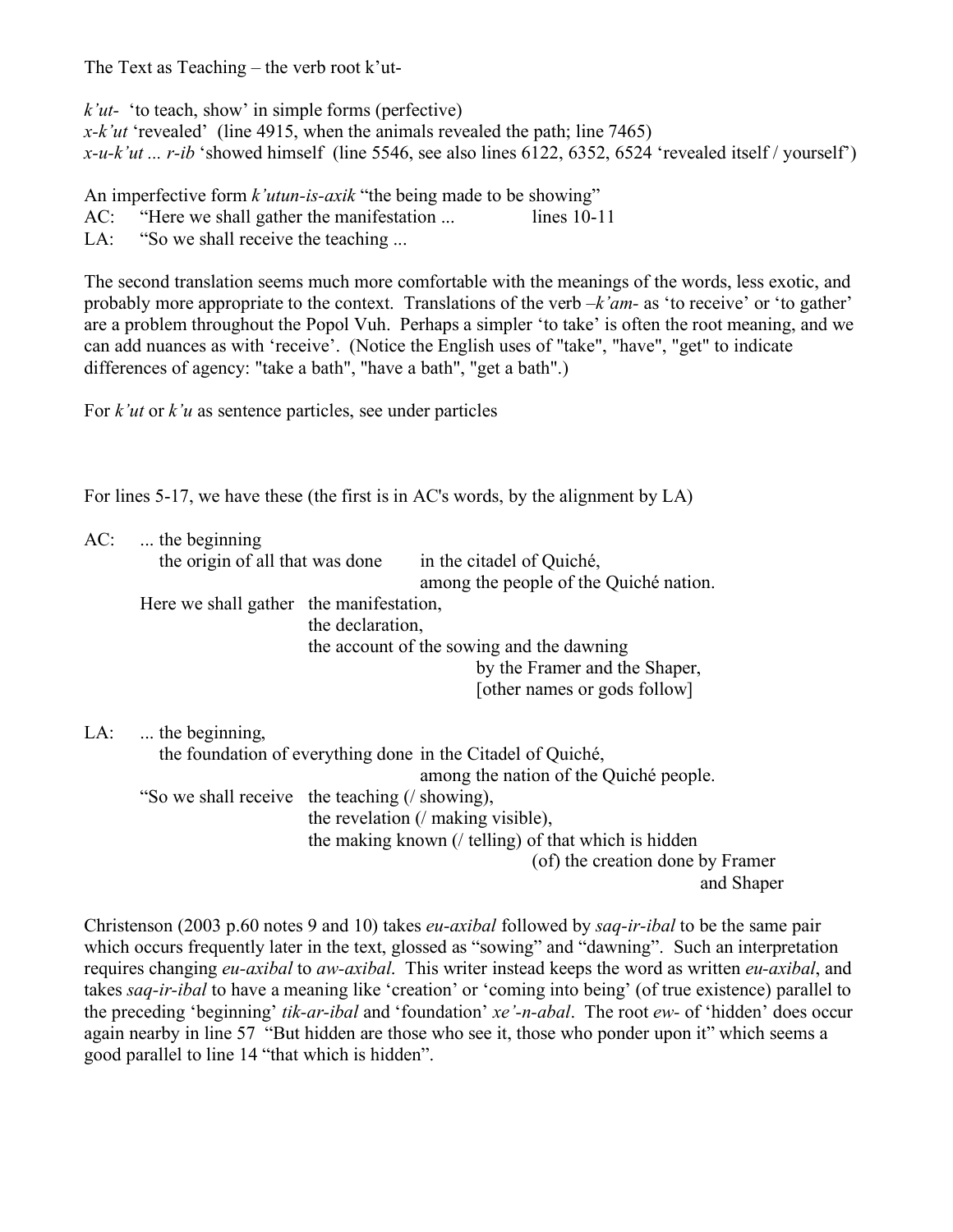The Text as Teaching – the verb root k'ut-

*k'ut-* 'to teach, show' in simple forms (perfective)
*x-k'ut* 'revealed' (line 4915, when the animals revealed the path; line 7465)
*x-u-k'ut ... r-ib* 'showed himself (line 5546, see also lines 6122, 6352, 6524 'revealed itself / yourself')

An imperfective form *k'utun-is-axik* "the being made to be showing"
AC: "Here we shall gather the manifestation ... lines 10-11
LA: "So we shall receive the teaching ...

The second translation seems much more comfortable with the meanings of the words, less exotic, and probably more appropriate to the context. Translations of the verb *–k'am-* as 'to receive' or 'to gather' are a problem throughout the Popol Vuh. Perhaps a simpler 'to take' is often the root meaning, and we can add nuances as with 'receive'. (Notice the English uses of "take", "have", "get" to indicate differences of agency: "take a bath", "have a bath", "get a bath".)

For *k'ut* or *k'u* as sentence particles, see under particles

For lines 5-17, we have these (the first is in AC's words, by the alignment by LA)

AC: ... the beginning
  the origin of all that was done   in the citadel of Quiché,
                    among the people of the Quiché nation.
 Here we shall gather the manifestation,
           the declaration,
           the account of the sowing and the dawning
                     by the Framer and the Shaper,
                     [other names or gods follow]

LA: ... the beginning,
  the foundation of everything done in the Citadel of Quiché,
                    among the nation of the Quiché people.
 "So we shall receive the teaching (/ showing),
           the revelation (/ making visible),
           the making known (/ telling) of that which is hidden
                     (of) the creation done by Framer
                                and Shaper

Christenson (2003 p.60 notes 9 and 10) takes *eu-axibal* followed by *saq-ir-ibal* to be the same pair which occurs frequently later in the text, glossed as "sowing" and "dawning". Such an interpretation requires changing *eu-axibal* to *aw-axibal*. This writer instead keeps the word as written *eu-axibal*, and takes *saq-ir-ibal* to have a meaning like 'creation' or 'coming into being' (of true existence) parallel to the preceding 'beginning' *tik-ar-ibal* and 'foundation' *xe'-n-abal*. The root *ew-* of 'hidden' does occur again nearby in line 57 "But hidden are those who see it, those who ponder upon it" which seems a good parallel to line 14 "that which is hidden".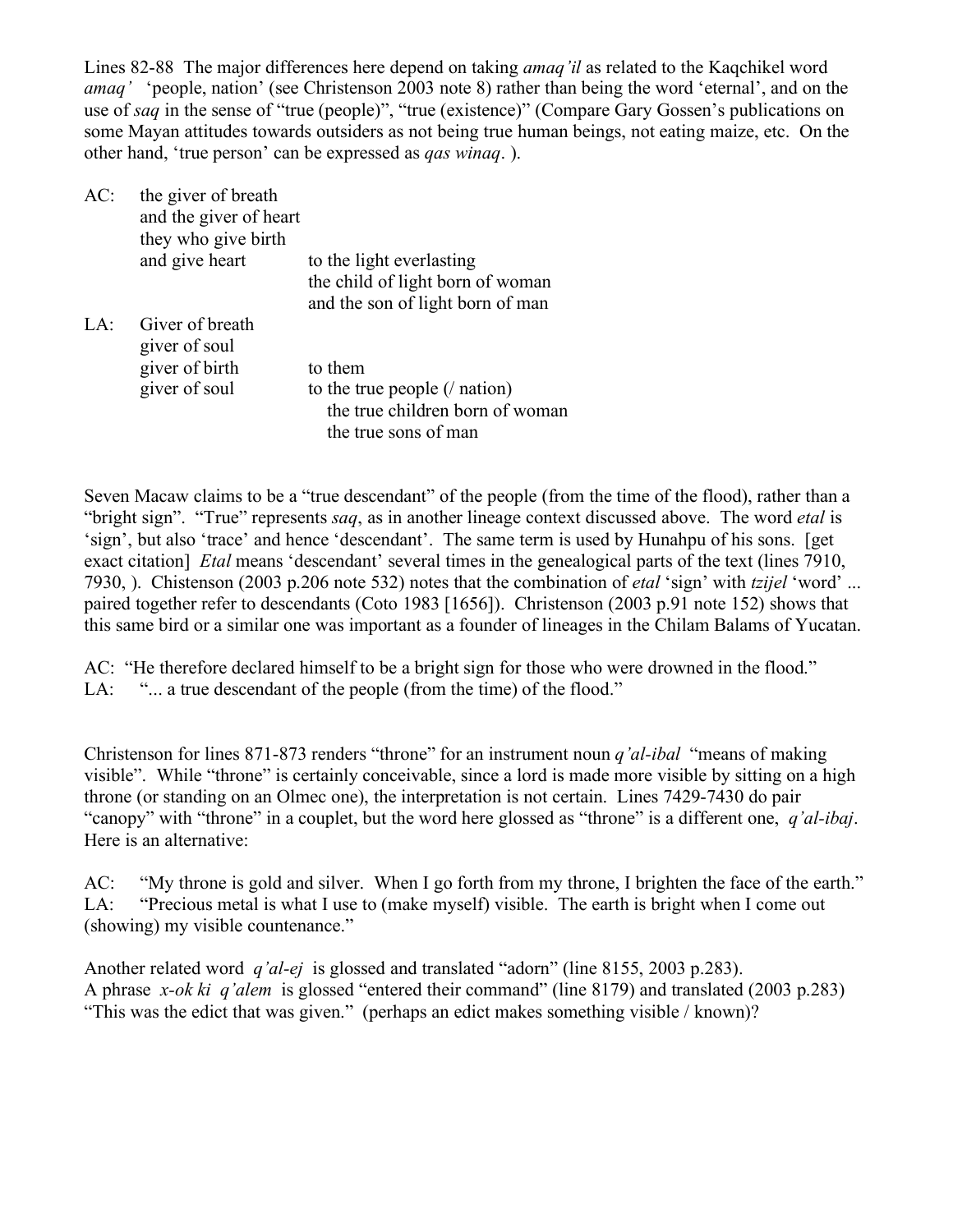Lines 82-88 The major differences here depend on taking *amaq'il* as related to the Kaqchikel word *amaq'* 'people, nation' (see Christenson 2003 note 8) rather than being the word 'eternal', and on the use of *saq* in the sense of "true (people)", "true (existence)" (Compare Gary Gossen's publications on some Mayan attitudes towards outsiders as not being true human beings, not eating maize, etc. On the other hand, 'true person' can be expressed as *qas winaq*. ).

| | | |
|---|---|---|
| AC: | the giver of breath | |
| | and the giver of heart | |
| | they who give birth | |
| | and give heart | to the light everlasting |
| | | the child of light born of woman |
| | | and the son of light born of man |
| LA: | Giver of breath | |
| | giver of soul | |
| | giver of birth | to them |
| | giver of soul | to the true people (/ nation) |
| | | the true children born of woman |
| | | the true sons of man |

Seven Macaw claims to be a "true descendant" of the people (from the time of the flood), rather than a "bright sign". "True" represents *saq*, as in another lineage context discussed above. The word *etal* is 'sign', but also 'trace' and hence 'descendant'. The same term is used by Hunahpu of his sons. [get exact citation] *Etal* means 'descendant' several times in the genealogical parts of the text (lines 7910, 7930, ). Chistenson (2003 p.206 note 532) notes that the combination of *etal* 'sign' with *tzijel* 'word' ... paired together refer to descendants (Coto 1983 [1656]). Christenson (2003 p.91 note 152) shows that this same bird or a similar one was important as a founder of lineages in the Chilam Balams of Yucatan.

AC: "He therefore declared himself to be a bright sign for those who were drowned in the flood."
LA: "... a true descendant of the people (from the time) of the flood."

Christenson for lines 871-873 renders "throne" for an instrument noun *q'al-ibal* "means of making visible". While "throne" is certainly conceivable, since a lord is made more visible by sitting on a high throne (or standing on an Olmec one), the interpretation is not certain. Lines 7429-7430 do pair "canopy" with "throne" in a couplet, but the word here glossed as "throne" is a different one, *q'al-ibaj*. Here is an alternative:

AC: "My throne is gold and silver. When I go forth from my throne, I brighten the face of the earth."
LA: "Precious metal is what I use to (make myself) visible. The earth is bright when I come out (showing) my visible countenance."

Another related word *q'al-ej* is glossed and translated "adorn" (line 8155, 2003 p.283).
A phrase *x-ok ki q'alem* is glossed "entered their command" (line 8179) and translated (2003 p.283) "This was the edict that was given." (perhaps an edict makes something visible / known)?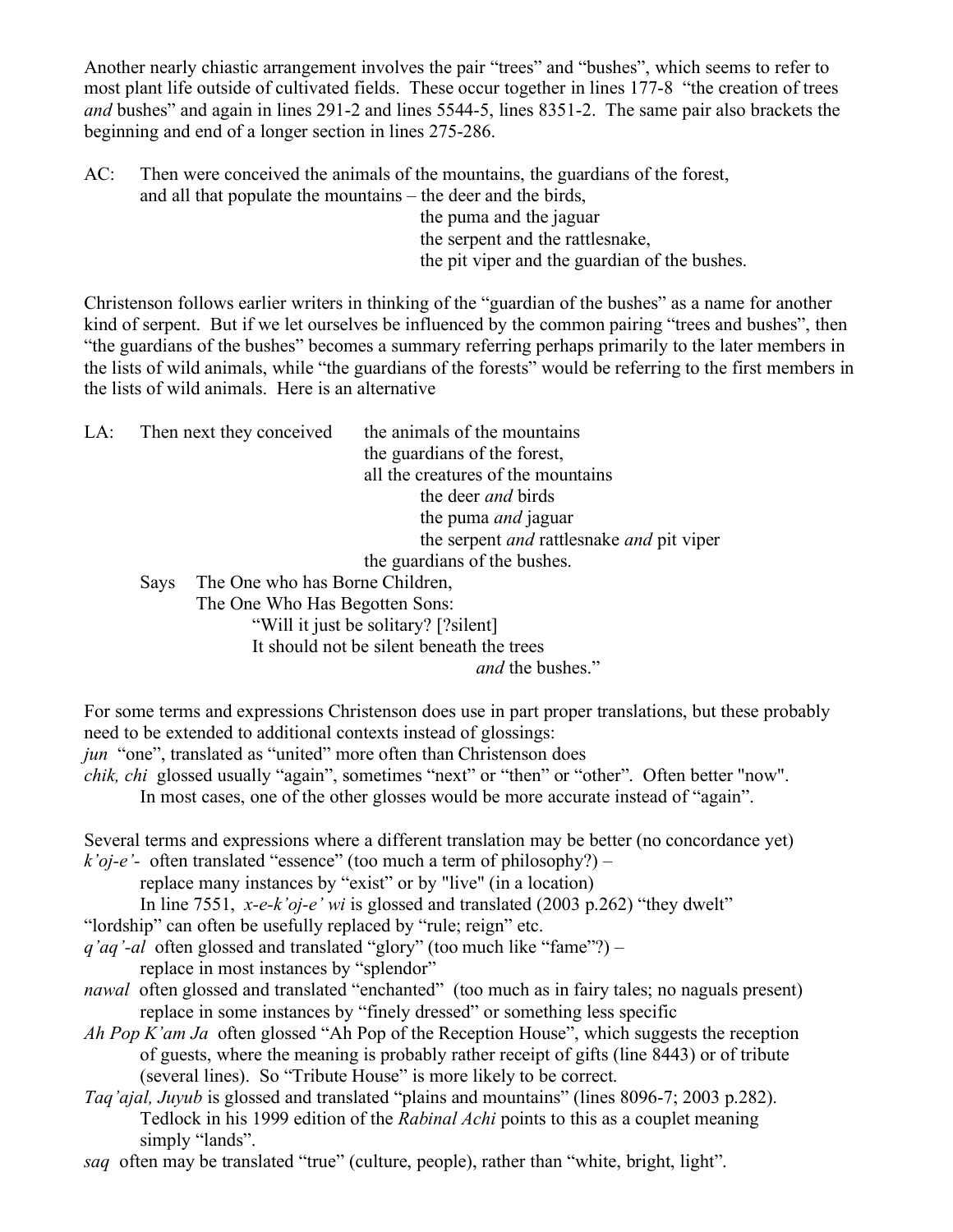Another nearly chiastic arrangement involves the pair "trees" and "bushes", which seems to refer to most plant life outside of cultivated fields. These occur together in lines 177-8 "the creation of trees *and* bushes" and again in lines 291-2 and lines 5544-5, lines 8351-2. The same pair also brackets the beginning and end of a longer section in lines 275-286.

AC: Then were conceived the animals of the mountains, the guardians of the forest,
  and all that populate the mountains – the deer and the birds,
                  the puma and the jaguar
                  the serpent and the rattlesnake,
                  the pit viper and the guardian of the bushes.

Christenson follows earlier writers in thinking of the "guardian of the bushes" as a name for another kind of serpent. But if we let ourselves be influenced by the common pairing "trees and bushes", then "the guardians of the bushes" becomes a summary referring perhaps primarily to the later members in the lists of wild animals, while "the guardians of the forests" would be referring to the first members in the lists of wild animals. Here is an alternative

LA: Then next they conceived  the animals of the mountains
                the guardians of the forest,
                all the creatures of the mountains
                  the deer *and* birds
                  the puma *and* jaguar
                  the serpent *and* rattlesnake *and* pit viper
                the guardians of the bushes.
  Says  The One who has Borne Children,
     The One Who Has Begotten Sons:
       "Will it just be solitary? [?silent]
       It should not be silent beneath the trees
                      *and* the bushes."

For some terms and expressions Christenson does use in part proper translations, but these probably need to be extended to additional contexts instead of glossings:
*jun* "one", translated as "united" more often than Christenson does
*chik, chi* glossed usually "again", sometimes "next" or "then" or "other". Often better "now".
  In most cases, one of the other glosses would be more accurate instead of "again".

Several terms and expressions where a different translation may be better (no concordance yet)
*k'oj-e'-* often translated "essence" (too much a term of philosophy?) –
  replace many instances by "exist" or by "live" (in a location)
  In line 7551, *x-e-k'oj-e' wi* is glossed and translated (2003 p.262) "they dwelt"
"lordship" can often be usefully replaced by "rule; reign" etc.
*q'aq'-al* often glossed and translated "glory" (too much like "fame"?) –
  replace in most instances by "splendor"
*nawal* often glossed and translated "enchanted" (too much as in fairy tales; no naguals present)
  replace in some instances by "finely dressed" or something less specific
*Ah Pop K'am Ja* often glossed "Ah Pop of the Reception House", which suggests the reception of guests, where the meaning is probably rather receipt of gifts (line 8443) or of tribute (several lines). So "Tribute House" is more likely to be correct.
*Taq'ajal, Juyub* is glossed and translated "plains and mountains" (lines 8096-7; 2003 p.282).
  Tedlock in his 1999 edition of the *Rabinal Achi* points to this as a couplet meaning simply "lands".
*saq* often may be translated "true" (culture, people), rather than "white, bright, light".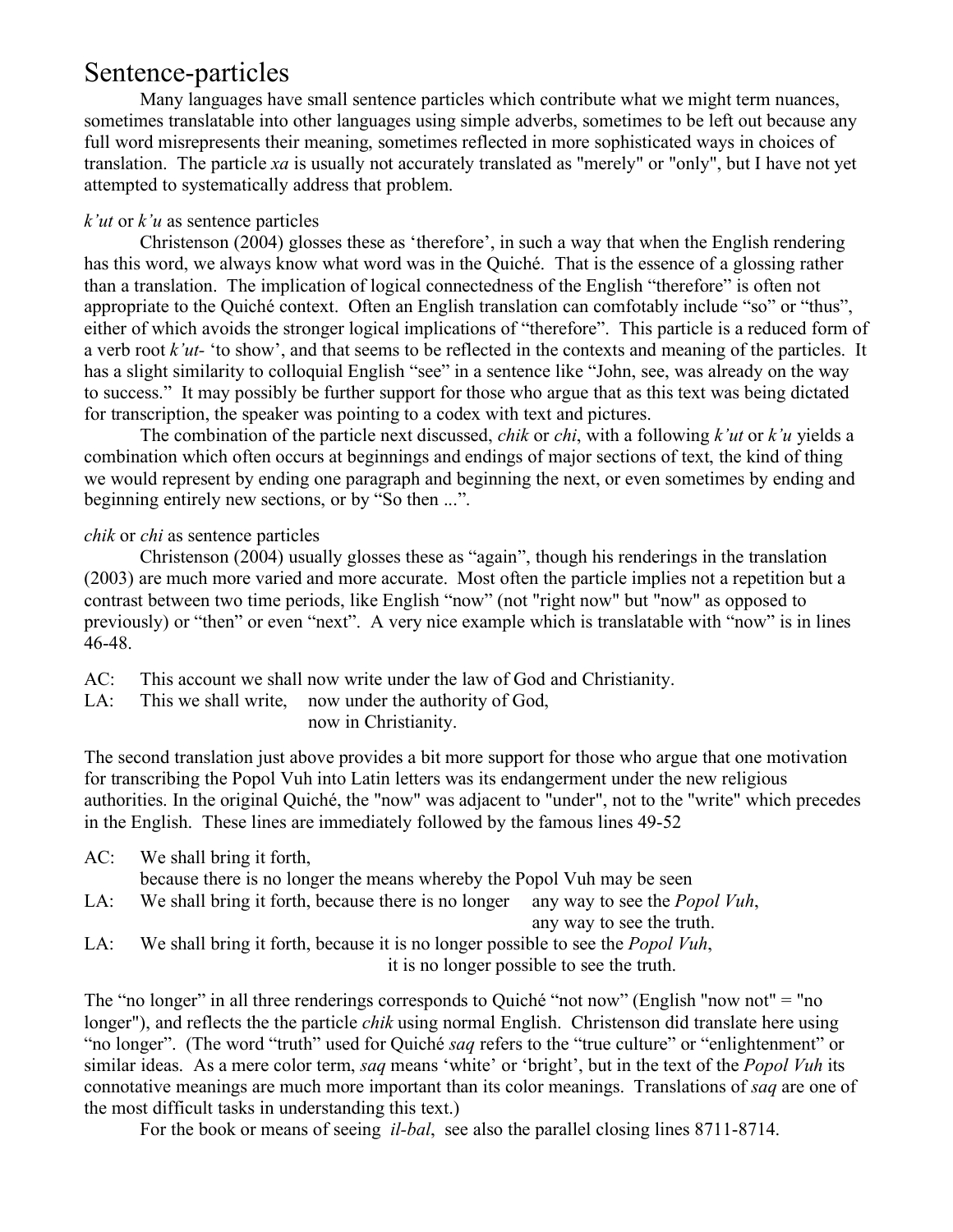# Sentence-particles

Many languages have small sentence particles which contribute what we might term nuances, sometimes translatable into other languages using simple adverbs, sometimes to be left out because any full word misrepresents their meaning, sometimes reflected in more sophisticated ways in choices of translation. The particle *xa* is usually not accurately translated as "merely" or "only", but I have not yet attempted to systematically address that problem.

*k'ut* or *k'u* as sentence particles

Christenson (2004) glosses these as 'therefore', in such a way that when the English rendering has this word, we always know what word was in the Quiché. That is the essence of a glossing rather than a translation. The implication of logical connectedness of the English "therefore" is often not appropriate to the Quiché context. Often an English translation can comfotably include "so" or "thus", either of which avoids the stronger logical implications of "therefore". This particle is a reduced form of a verb root *k'ut-* 'to show', and that seems to be reflected in the contexts and meaning of the particles. It has a slight similarity to colloquial English "see" in a sentence like "John, see, was already on the way to success." It may possibly be further support for those who argue that as this text was being dictated for transcription, the speaker was pointing to a codex with text and pictures.

The combination of the particle next discussed, *chik* or *chi*, with a following *k'ut* or *k'u* yields a combination which often occurs at beginnings and endings of major sections of text, the kind of thing we would represent by ending one paragraph and beginning the next, or even sometimes by ending and beginning entirely new sections, or by "So then ...".

*chik* or *chi* as sentence particles

Christenson (2004) usually glosses these as "again", though his renderings in the translation (2003) are much more varied and more accurate. Most often the particle implies not a repetition but a contrast between two time periods, like English "now" (not "right now" but "now" as opposed to previously) or "then" or even "next". A very nice example which is translatable with "now" is in lines 46-48.

AC: This account we shall now write under the law of God and Christianity.
LA: This we shall write, now under the authority of God,
now in Christianity.

The second translation just above provides a bit more support for those who argue that one motivation for transcribing the Popol Vuh into Latin letters was its endangerment under the new religious authorities. In the original Quiché, the "now" was adjacent to "under", not to the "write" which precedes in the English. These lines are immediately followed by the famous lines 49-52

AC: We shall bring it forth,
because there is no longer the means whereby the Popol Vuh may be seen
LA: We shall bring it forth, because there is no longer any way to see the *Popol Vuh*,
any way to see the truth.
LA: We shall bring it forth, because it is no longer possible to see the *Popol Vuh*,
it is no longer possible to see the truth.

The "no longer" in all three renderings corresponds to Quiché "not now" (English "now not" = "no longer"), and reflects the the particle *chik* using normal English. Christenson did translate here using "no longer". (The word "truth" used for Quiché *saq* refers to the "true culture" or "enlightenment" or similar ideas. As a mere color term, *saq* means 'white' or 'bright', but in the text of the *Popol Vuh* its connotative meanings are much more important than its color meanings. Translations of *saq* are one of the most difficult tasks in understanding this text.)

For the book or means of seeing *il-bal*, see also the parallel closing lines 8711-8714.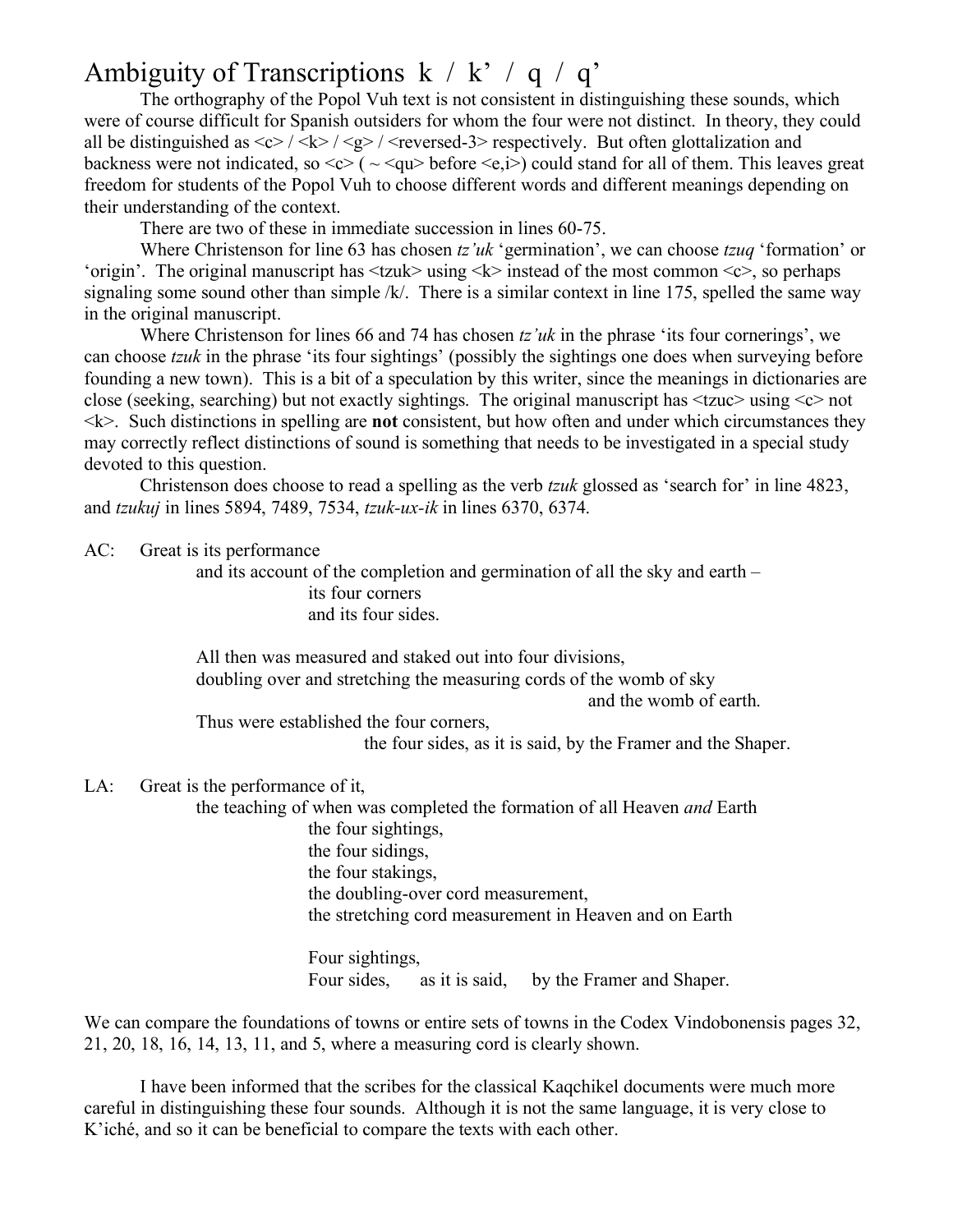# Ambiguity of Transcriptions k / k' / q / q'

The orthography of the Popol Vuh text is not consistent in distinguishing these sounds, which were of course difficult for Spanish outsiders for whom the four were not distinct. In theory, they could all be distinguished as <c> / <k> / <g> / <reversed-3> respectively. But often glottalization and backness were not indicated, so <c> ( ~ <qu> before <e,i>) could stand for all of them. This leaves great freedom for students of the Popol Vuh to choose different words and different meanings depending on their understanding of the context.

There are two of these in immediate succession in lines 60-75.

Where Christenson for line 63 has chosen *tz'uk* 'germination', we can choose *tzuq* 'formation' or 'origin'. The original manuscript has <tzuk> using <k> instead of the most common <c>, so perhaps signaling some sound other than simple /k/. There is a similar context in line 175, spelled the same way in the original manuscript.

Where Christenson for lines 66 and 74 has chosen *tz'uk* in the phrase 'its four cornerings', we can choose *tzuk* in the phrase 'its four sightings' (possibly the sightings one does when surveying before founding a new town). This is a bit of a speculation by this writer, since the meanings in dictionaries are close (seeking, searching) but not exactly sightings. The original manuscript has <tzuc> using <c> not <k>. Such distinctions in spelling are **not** consistent, but how often and under which circumstances they may correctly reflect distinctions of sound is something that needs to be investigated in a special study devoted to this question.

Christenson does choose to read a spelling as the verb *tzuk* glossed as 'search for' in line 4823, and *tzukuj* in lines 5894, 7489, 7534, *tzuk-ux-ik* in lines 6370, 6374.

AC: Great is its performance
 and its account of the completion and germination of all the sky and earth –
 its four corners
 and its four sides.

 All then was measured and staked out into four divisions,
 doubling over and stretching the measuring cords of the womb of sky
 and the womb of earth.
 Thus were established the four corners,
 the four sides, as it is said, by the Framer and the Shaper.

LA: Great is the performance of it,
 the teaching of when was completed the formation of all Heaven *and* Earth
 the four sightings,
 the four sidings,
 the four stakings,
 the doubling-over cord measurement,
 the stretching cord measurement in Heaven and on Earth

 Four sightings,
 Four sides, as it is said, by the Framer and Shaper.

We can compare the foundations of towns or entire sets of towns in the Codex Vindobonensis pages 32, 21, 20, 18, 16, 14, 13, 11, and 5, where a measuring cord is clearly shown.

I have been informed that the scribes for the classical Kaqchikel documents were much more careful in distinguishing these four sounds. Although it is not the same language, it is very close to K'iché, and so it can be beneficial to compare the texts with each other.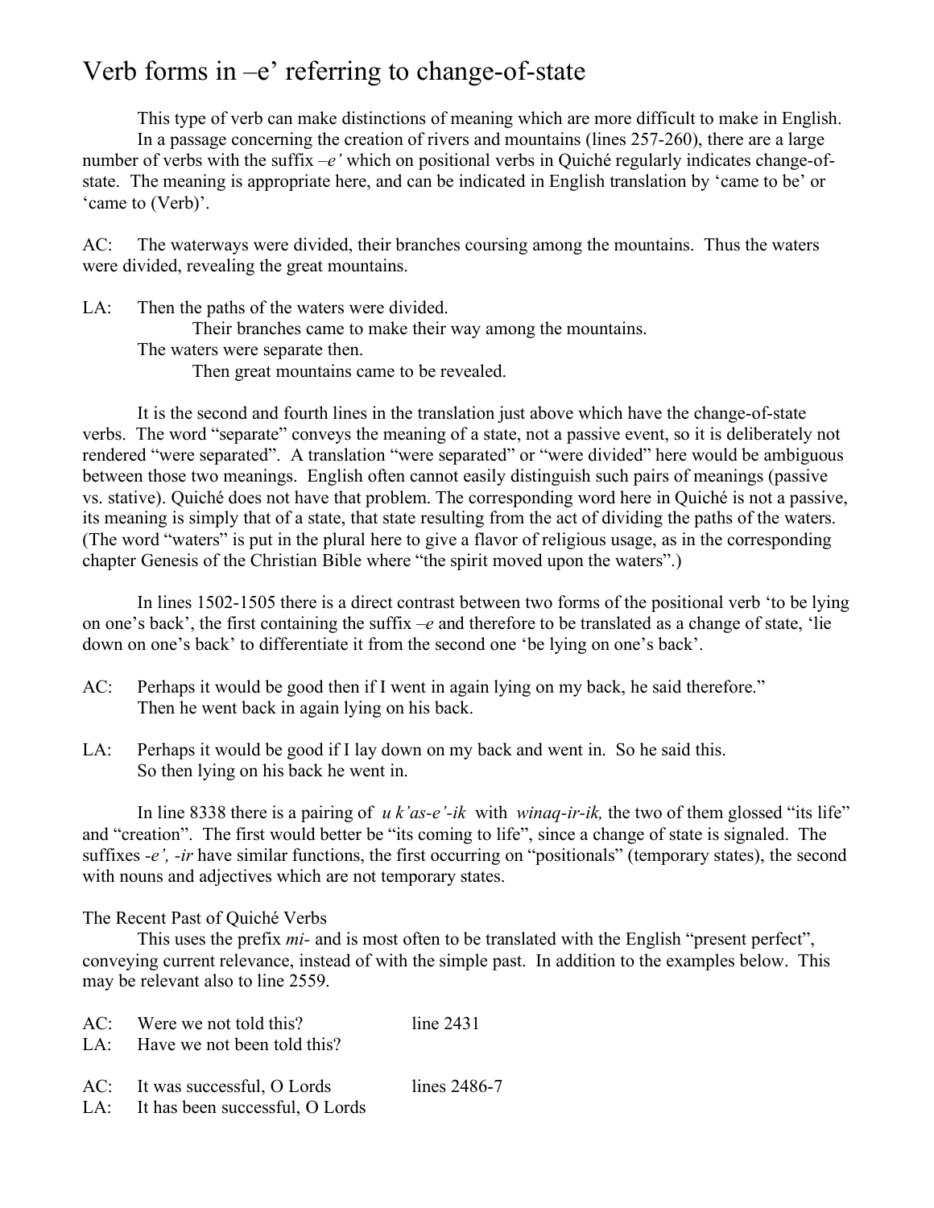# Verb forms in –e' referring to change-of-state

This type of verb can make distinctions of meaning which are more difficult to make in English. In a passage concerning the creation of rivers and mountains (lines 257-260), there are a large number of verbs with the suffix *–e'* which on positional verbs in Quiché regularly indicates change-of-state. The meaning is appropriate here, and can be indicated in English translation by 'came to be' or 'came to (Verb)'.

AC: The waterways were divided, their branches coursing among the mountains. Thus the waters were divided, revealing the great mountains.

LA: Then the paths of the waters were divided.
Their branches came to make their way among the mountains.
The waters were separate then.
Then great mountains came to be revealed.

It is the second and fourth lines in the translation just above which have the change-of-state verbs. The word "separate" conveys the meaning of a state, not a passive event, so it is deliberately not rendered "were separated". A translation "were separated" or "were divided" here would be ambiguous between those two meanings. English often cannot easily distinguish such pairs of meanings (passive vs. stative). Quiché does not have that problem. The corresponding word here in Quiché is not a passive, its meaning is simply that of a state, that state resulting from the act of dividing the paths of the waters. (The word "waters" is put in the plural here to give a flavor of religious usage, as in the corresponding chapter Genesis of the Christian Bible where "the spirit moved upon the waters".)

In lines 1502-1505 there is a direct contrast between two forms of the positional verb 'to be lying on one's back', the first containing the suffix *–e* and therefore to be translated as a change of state, 'lie down on one's back' to differentiate it from the second one 'be lying on one's back'.

AC: Perhaps it would be good then if I went in again lying on my back, he said therefore."
Then he went back in again lying on his back.

LA: Perhaps it would be good if I lay down on my back and went in. So he said this.
So then lying on his back he went in.

In line 8338 there is a pairing of *u k'as-e'-ik* with *winaq-ir-ik,* the two of them glossed "its life" and "creation". The first would better be "its coming to life", since a change of state is signaled. The suffixes *-e', -ir* have similar functions, the first occurring on "positionals" (temporary states), the second with nouns and adjectives which are not temporary states.

The Recent Past of Quiché Verbs

This uses the prefix *mi-* and is most often to be translated with the English "present perfect", conveying current relevance, instead of with the simple past. In addition to the examples below. This may be relevant also to line 2559.

AC: Were we not told this? — line 2431
LA: Have we not been told this?

AC: It was successful, O Lords — lines 2486-7
LA: It has been successful, O Lords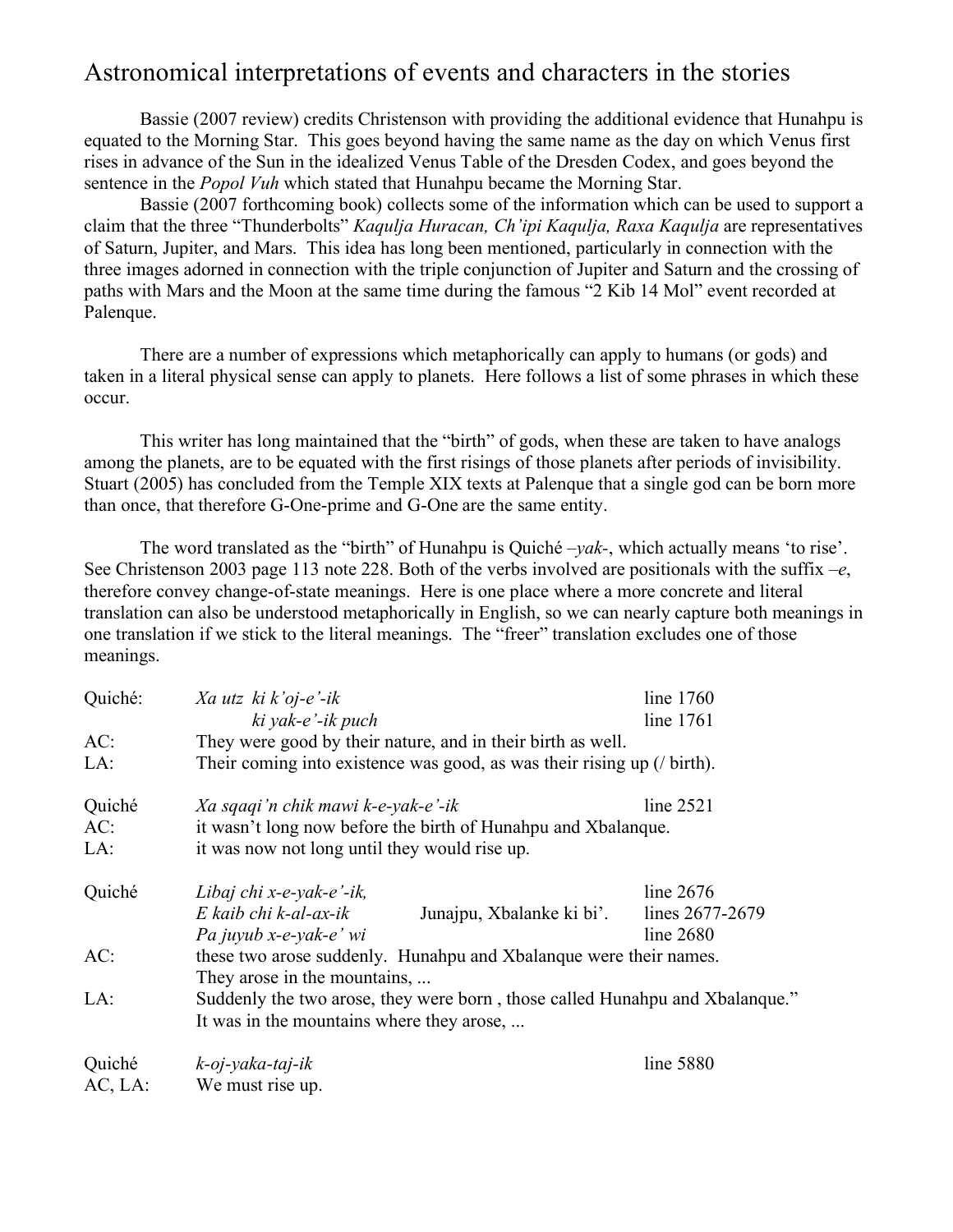# Astronomical interpretations of events and characters in the stories

Bassie (2007 review) credits Christenson with providing the additional evidence that Hunahpu is equated to the Morning Star. This goes beyond having the same name as the day on which Venus first rises in advance of the Sun in the idealized Venus Table of the Dresden Codex, and goes beyond the sentence in the *Popol Vuh* which stated that Hunahpu became the Morning Star.

Bassie (2007 forthcoming book) collects some of the information which can be used to support a claim that the three "Thunderbolts" *Kaqulja Huracan, Ch'ipi Kaqulja, Raxa Kaqulja* are representatives of Saturn, Jupiter, and Mars. This idea has long been mentioned, particularly in connection with the three images adorned in connection with the triple conjunction of Jupiter and Saturn and the crossing of paths with Mars and the Moon at the same time during the famous "2 Kib 14 Mol" event recorded at Palenque.

There are a number of expressions which metaphorically can apply to humans (or gods) and taken in a literal physical sense can apply to planets. Here follows a list of some phrases in which these occur.

This writer has long maintained that the "birth" of gods, when these are taken to have analogs among the planets, are to be equated with the first risings of those planets after periods of invisibility. Stuart (2005) has concluded from the Temple XIX texts at Palenque that a single god can be born more than once, that therefore G-One-prime and G-One are the same entity.

The word translated as the "birth" of Hunahpu is Quiché *–yak-*, which actually means 'to rise'. See Christenson 2003 page 113 note 228. Both of the verbs involved are positionals with the suffix *–e*, therefore convey change-of-state meanings. Here is one place where a more concrete and literal translation can also be understood metaphorically in English, so we can nearly capture both meanings in one translation if we stick to the literal meanings. The "freer" translation excludes one of those meanings.

| | | | |
|---|---|---|---|
| Quiché: | *Xa utz ki k'oj-e'-ik* | | line 1760 |
| | *ki yak-e'-ik puch* | | line 1761 |
| AC: | They were good by their nature, and in their birth as well. | | |
| LA: | Their coming into existence was good, as was their rising up (/ birth). | | |
| Quiché | *Xa sqaqi'n chik mawi k-e-yak-e'-ik* | | line 2521 |
| AC: | it wasn't long now before the birth of Hunahpu and Xbalanque. | | |
| LA: | it was now not long until they would rise up. | | |
| Quiché | *Libaj chi x-e-yak-e'-ik,* | | line 2676 |
| | *E kaib chi k-al-ax-ik* | Junajpu, Xbalanke ki bi'. | lines 2677-2679 |
| | *Pa juyub x-e-yak-e' wi* | | line 2680 |
| AC: | these two arose suddenly. Hunahpu and Xbalanque were their names. They arose in the mountains, ... | | |
| LA: | Suddenly the two arose, they were born , those called Hunahpu and Xbalanque." It was in the mountains where they arose, ... | | |
| Quiché | *k-oj-yaka-taj-ik* | | line 5880 |
| AC, LA: | We must rise up. | | |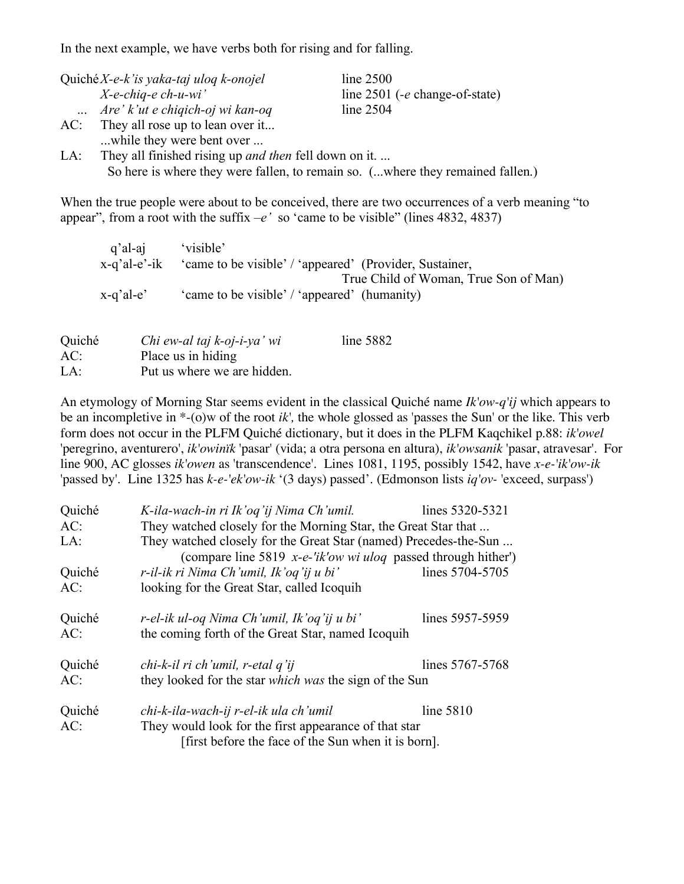In the next example, we have verbs both for rising and for falling.

| | | |
|---|---|---|
| Quiché | *X-e-k'is yaka-taj uloq k-onojel* | line 2500 |
| | *X-e-chiq-e ch-u-wi'* | line 2501 (*-e* change-of-state) |
| ... | *Are' k'ut e chiqich-oj wi kan-oq* | line 2504 |
| AC: | They all rose up to lean over it... | |
| | ...while they were bent over ... | |
| LA: | They all finished rising up *and then* fell down on it. ... | |
| | So here is where they were fallen, to remain so. (...where they remained fallen.) | |

When the true people were about to be conceived, there are two occurrences of a verb meaning "to appear", from a root with the suffix *–e'* so 'came to be visible" (lines 4832, 4837)

| | |
|---|---|
| q'al-aj | 'visible' |
| x-q'al-e'-ik | 'came to be visible' / 'appeared' (Provider, Sustainer, True Child of Woman, True Son of Man) |
| x-q'al-e' | 'came to be visible' / 'appeared' (humanity) |

| | | |
|---|---|---|
| Quiché | *Chi ew-al taj k-oj-i-ya' wi* | line 5882 |
| AC: | Place us in hiding | |
| LA: | Put us where we are hidden. | |

An etymology of Morning Star seems evident in the classical Quiché name *Ik'ow-q'ij* which appears to be an incompletive in \*-(o)w of the root *ik',* the whole glossed as 'passes the Sun' or the like. This verb form does not occur in the PLFM Quiché dictionary, but it does in the PLFM Kaqchikel p.88: *ik'owel* 'peregrino, aventurero', *ik'owinïk* 'pasar' (vida; a otra persona en altura), *ik'owsanik* 'pasar, atravesar'. For line 900, AC glosses *ik'owen* as 'transcendence'. Lines 1081, 1195, possibly 1542, have *x-e-'ik'ow-ik* 'passed by'. Line 1325 has *k-e-'ek'ow-ik* '(3 days) passed'. (Edmonson lists *iq'ov-* 'exceed, surpass')

| | | |
|---|---|---|
| Quiché | *K-ila-wach-in ri Ik'oq'ij Nima Ch'umil.* | lines 5320-5321 |
| AC: | They watched closely for the Morning Star, the Great Star that ... | |
| LA: | They watched closely for the Great Star (named) Precedes-the-Sun ... (compare line 5819 *x-e-'ik'ow wi uloq* passed through hither') | |
| Quiché | *r-il-ik ri Nima Ch'umil, Ik'oq'ij u bi'* | lines 5704-5705 |
| AC: | looking for the Great Star, called Icoquih | |
| Quiché | *r-el-ik ul-oq Nima Ch'umil, Ik'oq'ij u bi'* | lines 5957-5959 |
| AC: | the coming forth of the Great Star, named Icoquih | |
| Quiché | *chi-k-il ri ch'umil, r-etal q'ij* | lines 5767-5768 |
| AC: | they looked for the star *which was* the sign of the Sun | |
| Quiché | *chi-k-ila-wach-ij r-el-ik ula ch'umil* | line 5810 |
| AC: | They would look for the first appearance of that star [first before the face of the Sun when it is born]. | |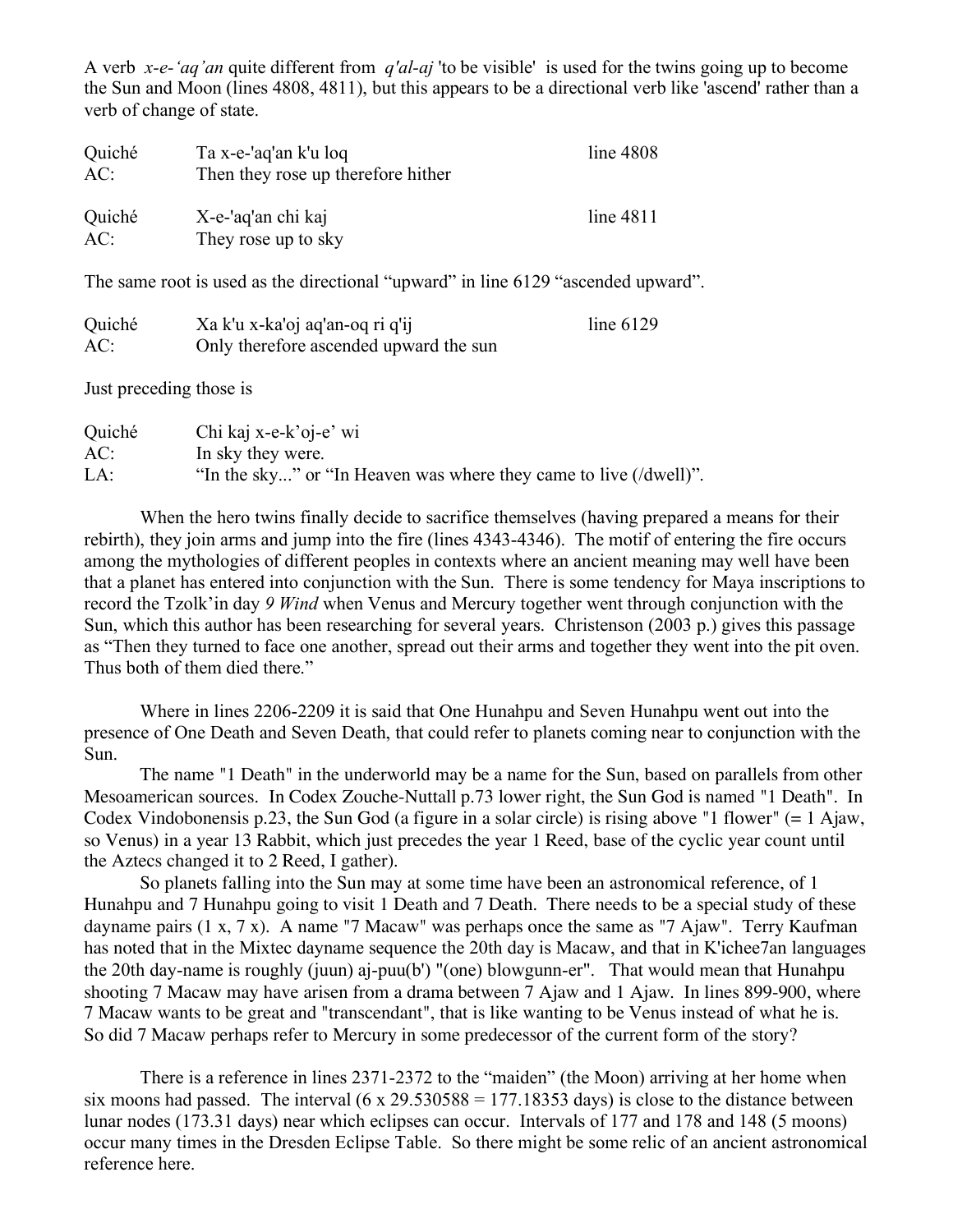A verb *x-e-'aq'an* quite different from *q'al-aj* 'to be visible' is used for the twins going up to become the Sun and Moon (lines 4808, 4811), but this appears to be a directional verb like 'ascend' rather than a verb of change of state.

| | | |
|---|---|---|
| Quiché | Ta x-e-'aq'an k'u loq | line 4808 |
| AC: | Then they rose up therefore hither | |

| | | |
|---|---|---|
| Quiché | X-e-'aq'an chi kaj | line 4811 |
| AC: | They rose up to sky | |

The same root is used as the directional "upward" in line 6129 "ascended upward".

| | | |
|---|---|---|
| Quiché | Xa k'u x-ka'oj aq'an-oq ri q'ij | line 6129 |
| AC: | Only therefore ascended upward the sun | |

Just preceding those is

| | |
|---|---|
| Quiché | Chi kaj x-e-k'oj-e' wi |
| AC: | In sky they were. |
| LA: | "In the sky..." or "In Heaven was where they came to live (/dwell)". |

When the hero twins finally decide to sacrifice themselves (having prepared a means for their rebirth), they join arms and jump into the fire (lines 4343-4346). The motif of entering the fire occurs among the mythologies of different peoples in contexts where an ancient meaning may well have been that a planet has entered into conjunction with the Sun. There is some tendency for Maya inscriptions to record the Tzolk'in day *9 Wind* when Venus and Mercury together went through conjunction with the Sun, which this author has been researching for several years. Christenson (2003 p.) gives this passage as "Then they turned to face one another, spread out their arms and together they went into the pit oven. Thus both of them died there."

Where in lines 2206-2209 it is said that One Hunahpu and Seven Hunahpu went out into the presence of One Death and Seven Death, that could refer to planets coming near to conjunction with the Sun.

The name "1 Death" in the underworld may be a name for the Sun, based on parallels from other Mesoamerican sources. In Codex Zouche-Nuttall p.73 lower right, the Sun God is named "1 Death". In Codex Vindobonensis p.23, the Sun God (a figure in a solar circle) is rising above "1 flower" (= 1 Ajaw, so Venus) in a year 13 Rabbit, which just precedes the year 1 Reed, base of the cyclic year count until the Aztecs changed it to 2 Reed, I gather).

So planets falling into the Sun may at some time have been an astronomical reference, of 1 Hunahpu and 7 Hunahpu going to visit 1 Death and 7 Death. There needs to be a special study of these dayname pairs (1 x, 7 x). A name "7 Macaw" was perhaps once the same as "7 Ajaw". Terry Kaufman has noted that in the Mixtec dayname sequence the 20th day is Macaw, and that in K'ichee7an languages the 20th day-name is roughly (juun) aj-puu(b') "(one) blowgunn-er". That would mean that Hunahpu shooting 7 Macaw may have arisen from a drama between 7 Ajaw and 1 Ajaw. In lines 899-900, where 7 Macaw wants to be great and "transcendant", that is like wanting to be Venus instead of what he is. So did 7 Macaw perhaps refer to Mercury in some predecessor of the current form of the story?

There is a reference in lines 2371-2372 to the "maiden" (the Moon) arriving at her home when six moons had passed. The interval ($6 \times 29.530588 = 177.18353$ days) is close to the distance between lunar nodes (173.31 days) near which eclipses can occur. Intervals of 177 and 178 and 148 (5 moons) occur many times in the Dresden Eclipse Table. So there might be some relic of an ancient astronomical reference here.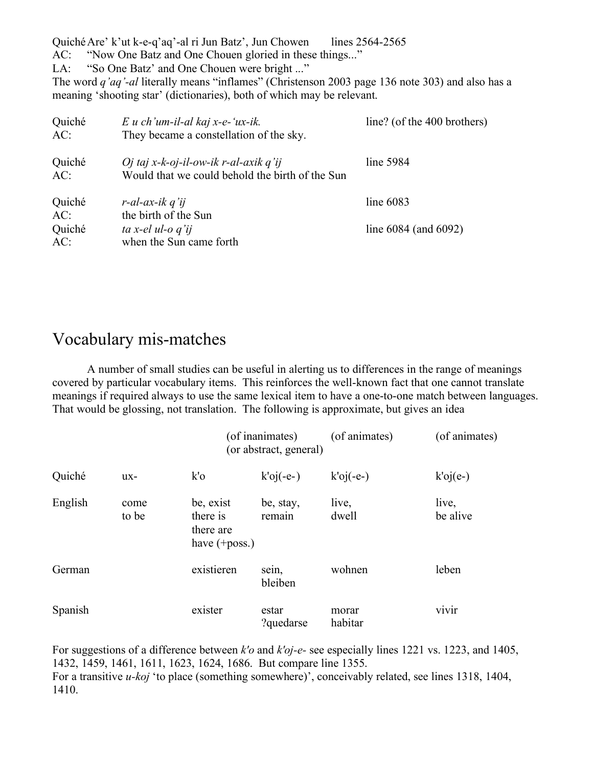Quiché Are' k'ut k-e-q'aq'-al ri Jun Batz', Jun Chowen   lines 2564-2565
AC: "Now One Batz and One Chouen gloried in these things..."
LA: "So One Batz' and One Chouen were bright ..."
The word *q'aq'-al* literally means "inflames" (Christenson 2003 page 136 note 303) and also has a meaning 'shooting star' (dictionaries), both of which may be relevant.

| | | |
|---|---|---|
| Quiché | *E u ch'um-il-al kaj x-e-'ux-ik.* | line? (of the 400 brothers) |
| AC: | They became a constellation of the sky. | |
| Quiché | *Oj taj x-k-oj-il-ow-ik r-al-axik q'ij* | line 5984 |
| AC: | Would that we could behold the birth of the Sun | |
| Quiché | *r-al-ax-ik q'ij* | line 6083 |
| AC: | the birth of the Sun | |
| Quiché | *ta x-el ul-o q'ij* | line 6084 (and 6092) |
| AC: | when the Sun came forth | |

# Vocabulary mis-matches

A number of small studies can be useful in alerting us to differences in the range of meanings covered by particular vocabulary items. This reinforces the well-known fact that one cannot translate meanings if required always to use the same lexical item to have a one-to-one match between languages. That would be glossing, not translation. The following is approximate, but gives an idea

| | | | (of inanimates) (or abstract, general) | (of animates) | (of animates) |
|---|---|---|---|---|---|
| Quiché | ux- | k'o | k'oj(-e-) | k'oj(-e-) | k'oj(e-) |
| English | come to be | be, exist there is there are have (+poss.) | be, stay, remain | live, dwell | live, be alive |
| German | | existieren | sein, bleiben | wohnen | leben |
| Spanish | | exister | estar ?quedarse | morar habitar | vivir |

For suggestions of a difference between *k'o* and *k'oj-e-* see especially lines 1221 vs. 1223, and 1405, 1432, 1459, 1461, 1611, 1623, 1624, 1686. But compare line 1355.
For a transitive *u-koj* 'to place (something somewhere)', conceivably related, see lines 1318, 1404, 1410.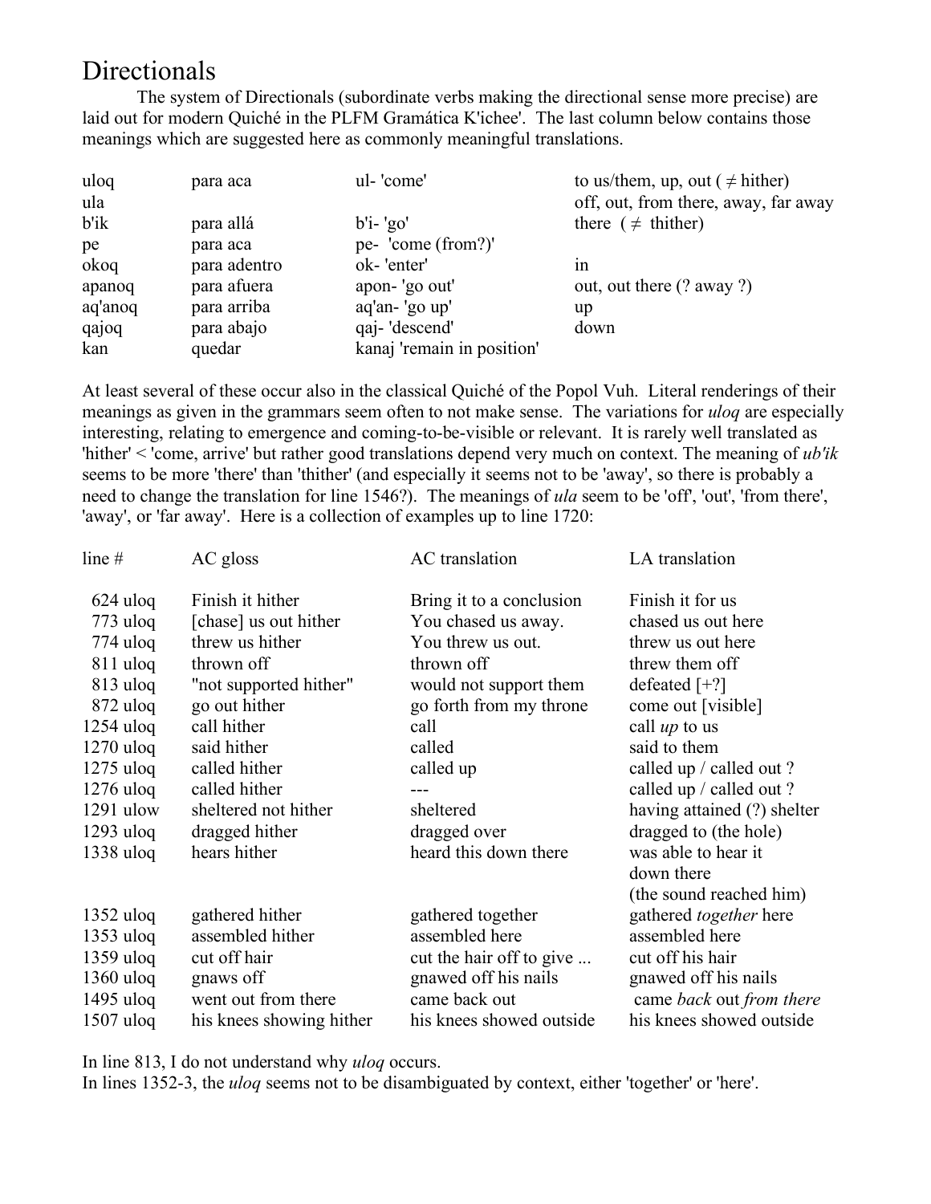# Directionals

The system of Directionals (subordinate verbs making the directional sense more precise) are laid out for modern Quiché in the PLFM Gramática K'ichee'. The last column below contains those meanings which are suggested here as commonly meaningful translations.

| | | | |
|---|---|---|---|
| uloq | para aca | ul- 'come' | to us/them, up, out ( ≠ hither) |
| ula | | | off, out, from there, away, far away |
| b'ik | para allá | b'i- 'go' | there ( ≠ thither) |
| pe | para aca | pe- 'come (from?)' | |
| okoq | para adentro | ok- 'enter' | in |
| apanoq | para afuera | apon- 'go out' | out, out there (? away ?) |
| aq'anoq | para arriba | aq'an- 'go up' | up |
| qajoq | para abajo | qaj- 'descend' | down |
| kan | quedar | kanaj 'remain in position' | |

At least several of these occur also in the classical Quiché of the Popol Vuh. Literal renderings of their meanings as given in the grammars seem often to not make sense. The variations for *uloq* are especially interesting, relating to emergence and coming-to-be-visible or relevant. It is rarely well translated as 'hither' < 'come, arrive' but rather good translations depend very much on context. The meaning of *ub'ik* seems to be more 'there' than 'thither' (and especially it seems not to be 'away', so there is probably a need to change the translation for line 1546?). The meanings of *ula* seem to be 'off', 'out', 'from there', 'away', or 'far away'. Here is a collection of examples up to line 1720:

| line # | AC gloss | AC translation | LA translation |
|---|---|---|---|
| 624 uloq | Finish it hither | Bring it to a conclusion | Finish it for us |
| 773 uloq | [chase] us out hither | You chased us away. | chased us out here |
| 774 uloq | threw us hither | You threw us out. | threw us out here |
| 811 uloq | thrown off | thrown off | threw them off |
| 813 uloq | "not supported hither" | would not support them | defeated [+?] |
| 872 uloq | go out hither | go forth from my throne | come out [visible] |
| 1254 uloq | call hither | call | call *up* to us |
| 1270 uloq | said hither | called | said to them |
| 1275 uloq | called hither | called up | called up / called out ? |
| 1276 uloq | called hither | --- | called up / called out ? |
| 1291 ulow | sheltered not hither | sheltered | having attained (?) shelter |
| 1293 uloq | dragged hither | dragged over | dragged to (the hole) |
| 1338 uloq | hears hither | heard this down there | was able to hear it down there (the sound reached him) |
| 1352 uloq | gathered hither | gathered together | gathered *together* here |
| 1353 uloq | assembled hither | assembled here | assembled here |
| 1359 uloq | cut off hair | cut the hair off to give ... | cut off his hair |
| 1360 uloq | gnaws off | gnawed off his nails | gnawed off his nails |
| 1495 uloq | went out from there | came back out | came *back* out *from there* |
| 1507 uloq | his knees showing hither | his knees showed outside | his knees showed outside |

In line 813, I do not understand why *uloq* occurs.
In lines 1352-3, the *uloq* seems not to be disambiguated by context, either 'together' or 'here'.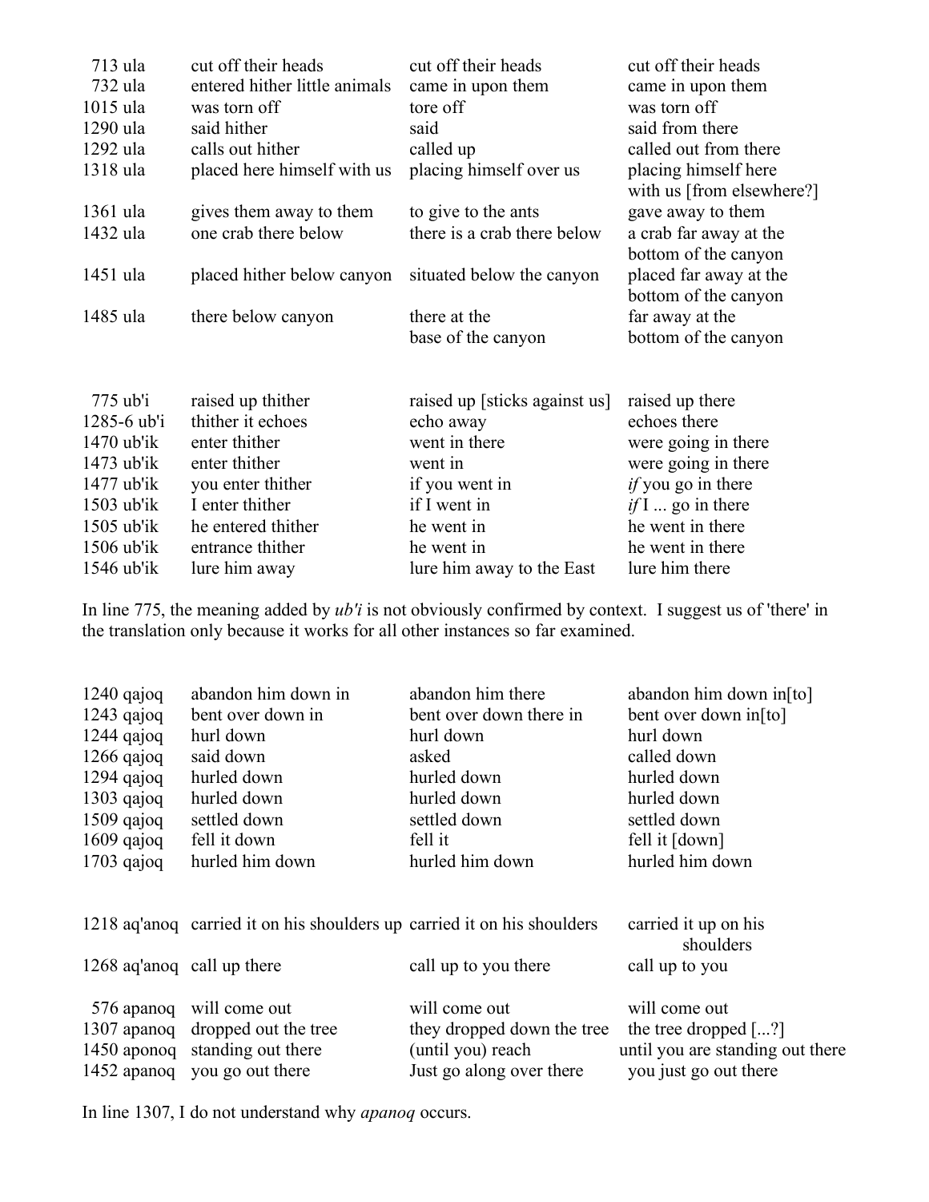| | | | |
|---|---|---|---|
| 713 ula | cut off their heads | cut off their heads | cut off their heads |
| 732 ula | entered hither little animals | came in upon them | came in upon them |
| 1015 ula | was torn off | tore off | was torn off |
| 1290 ula | said hither | said | said from there |
| 1292 ula | calls out hither | called up | called out from there |
| 1318 ula | placed here himself with us | placing himself over us | placing himself here with us [from elsewhere?] |
| 1361 ula | gives them away to them | to give to the ants | gave away to them |
| 1432 ula | one crab there below | there is a crab there below | a crab far away at the bottom of the canyon |
| 1451 ula | placed hither below canyon | situated below the canyon | placed far away at the bottom of the canyon |
| 1485 ula | there below canyon | there at the base of the canyon | far away at the bottom of the canyon |

| | | | |
|---|---|---|---|
| 775 ub'i | raised up thither | raised up [sticks against us] | raised up there |
| 1285-6 ub'i | thither it echoes | echo away | echoes there |
| 1470 ub'ik | enter thither | went in there | were going in there |
| 1473 ub'ik | enter thither | went in | were going in there |
| 1477 ub'ik | you enter thither | if you went in | *if* you go in there |
| 1503 ub'ik | I enter thither | if I went in | *if* I ... go in there |
| 1505 ub'ik | he entered thither | he went in | he went in there |
| 1506 ub'ik | entrance thither | he went in | he went in there |
| 1546 ub'ik | lure him away | lure him away to the East | lure him there |

In line 775, the meaning added by *ub'i* is not obviously confirmed by context. I suggest us of 'there' in the translation only because it works for all other instances so far examined.

| | | | |
|---|---|---|---|
| 1240 qajoq | abandon him down in | abandon him there | abandon him down in[to] |
| 1243 qajoq | bent over down in | bent over down there in | bent over down in[to] |
| 1244 qajoq | hurl down | hurl down | hurl down |
| 1266 qajoq | said down | asked | called down |
| 1294 qajoq | hurled down | hurled down | hurled down |
| 1303 qajoq | hurled down | hurled down | hurled down |
| 1509 qajoq | settled down | settled down | settled down |
| 1609 qajoq | fell it down | fell it | fell it [down] |
| 1703 qajoq | hurled him down | hurled him down | hurled him down |

| | | | |
|---|---|---|---|
| 1218 aq'anoq | carried it on his shoulders up | carried it on his shoulders | carried it up on his shoulders |
| 1268 aq'anoq | call up there | call up to you there | call up to you |
| 576 apanoq | will come out | will come out | will come out |
| 1307 apanoq | dropped out the tree | they dropped down the tree | the tree dropped [...?] |
| 1450 aponoq | standing out there | (until you) reach | until you are standing out there |
| 1452 apanoq | you go out there | Just go along over there | you just go out there |

In line 1307, I do not understand why *apanoq* occurs.